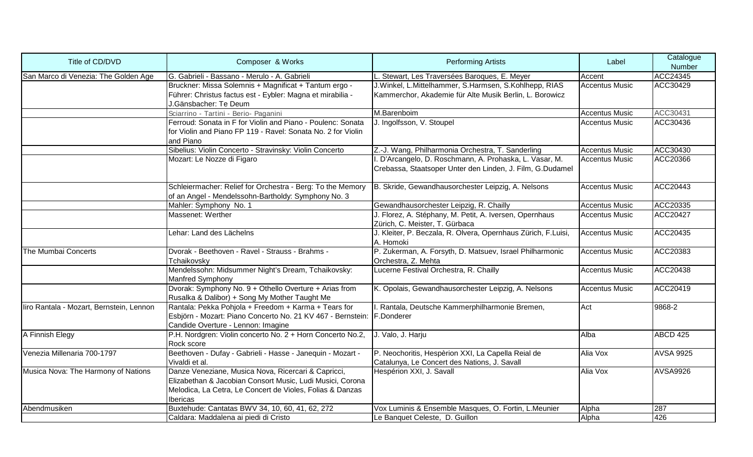| Title of CD/DVD | Composer & Works | Performing Artists | Label | Catalogue Number |
|---|---|---|---|---|
| San Marco di Venezia: The Golden Age | G. Gabrieli - Bassano - Merulo - A. Gabrieli | L. Stewart, Les Traversées Baroques, E. Meyer | Accent | ACC24345 |
| | Bruckner: Missa Solemnis + Magnificat + Tantum ergo - Führer: Christus factus est - Eybler: Magna et mirabilia - J.Gänsbacher: Te Deum | J.Winkel, L.Mittelhammer, S.Harmsen, S.Kohlhepp, RIAS Kammerchor, Akademie für Alte Musik Berlin, L. Borowicz | Accentus Music | ACC30429 |
| | Sciarrino - Tartini - Berio- Paganini | M.Barenboim | Accentus Music | ACC30431 |
| | Ferroud: Sonata in F for Violin and Piano - Poulenc: Sonata for Violin and Piano FP 119 - Ravel: Sonata No. 2 for Violin and Piano | J. Ingolfsson, V. Stoupel | Accentus Music | ACC30436 |
| | Sibelius: Violin Concerto - Stravinsky: Violin Concerto | Z.-J. Wang, Philharmonia Orchestra, T. Sanderling | Accentus Music | ACC30430 |
| | Mozart: Le Nozze di Figaro | I. D'Arcangelo, D. Roschmann, A. Prohaska, L. Vasar, M. Crebassa, Staatsoper Unter den Linden, J. Film, G.Dudamel | Accentus Music | ACC20366 |
| | Schleiermacher: Relief for Orchestra - Berg: To the Memory of an Angel - Mendelssohn-Bartholdy: Symphony No. 3 | B. Skride, Gewandhausorchester Leipzig, A. Nelsons | Accentus Music | ACC20443 |
| | Mahler: Symphony No. 1 | Gewandhausorchester Leipzig, R. Chailly | Accentus Music | ACC20335 |
| | Massenet: Werther | J. Florez, A. Stéphany, M. Petit, A. Iversen, Opernhaus Zürich, C. Meister, T. Gürbaca | Accentus Music | ACC20427 |
| | Lehar: Land des Lächelns | J. Kleiter, P. Beczala, R. Olvera, Opernhaus Zürich, F.Luisi, A. Homoki | Accentus Music | ACC20435 |
| The Mumbai Concerts | Dvorak - Beethoven - Ravel - Strauss - Brahms - Tchaikovsky | P. Zukerman, A. Forsyth, D. Matsuev, Israel Philharmonic Orchestra, Z. Mehta | Accentus Music | ACC20383 |
| | Mendelssohn: Midsummer Night's Dream, Tchaikovsky: Manfred Symphony | Lucerne Festival Orchestra, R. Chailly | Accentus Music | ACC20438 |
| | Dvorak: Symphony No. 9 + Othello Overture + Arias from Rusalka & Dalibor) + Song My Mother Taught Me | K. Opolais, Gewandhausorchester Leipzig, A. Nelsons | Accentus Music | ACC20419 |
| Iiro Rantala - Mozart, Bernstein, Lennon | Rantala: Pekka Pohjola + Freedom + Karma + Tears for Esbjörn - Mozart: Piano Concerto No. 21 KV 467 - Bernstein: Candide Overture - Lennon: Imagine | I. Rantala, Deutsche Kammerphilharmonie Bremen, F.Donderer | Act | 9868-2 |
| A Finnish Elegy | P.H. Nordgren: Violin concerto No. 2 + Horn Concerto No.2, Rock score | J. Valo, J. Harju | Alba | ABCD 425 |
| Venezia Millenaria 700-1797 | Beethoven - Dufay - Gabrieli - Hasse - Janequin - Mozart - Vivaldi et al. | P. Neochoritis, Hespèrion XXI, La Capella Reial de Catalunya, Le Concert des Nations, J. Savall | Alia Vox | AVSA 9925 |
| Musica Nova: The Harmony of Nations | Danze Veneziane, Musica Nova, Ricercari & Capricci, Elizabethan & Jacobian Consort Music, Ludi Musici, Corona Melodica, La Cetra, Le Concert de Violes, Folias & Danzas Ibericas | Hespérion XXI, J. Savall | Alia Vox | AVSA9926 |
| Abendmusiken | Buxtehude: Cantatas BWV 34, 10, 60, 41, 62, 272 | Vox Luminis & Ensemble Masques, O. Fortin, L.Meunier | Alpha | 287 |
| | Caldara: Maddalena ai piedi di Cristo | Le Banquet Celeste, D. Guillon | Alpha | 426 |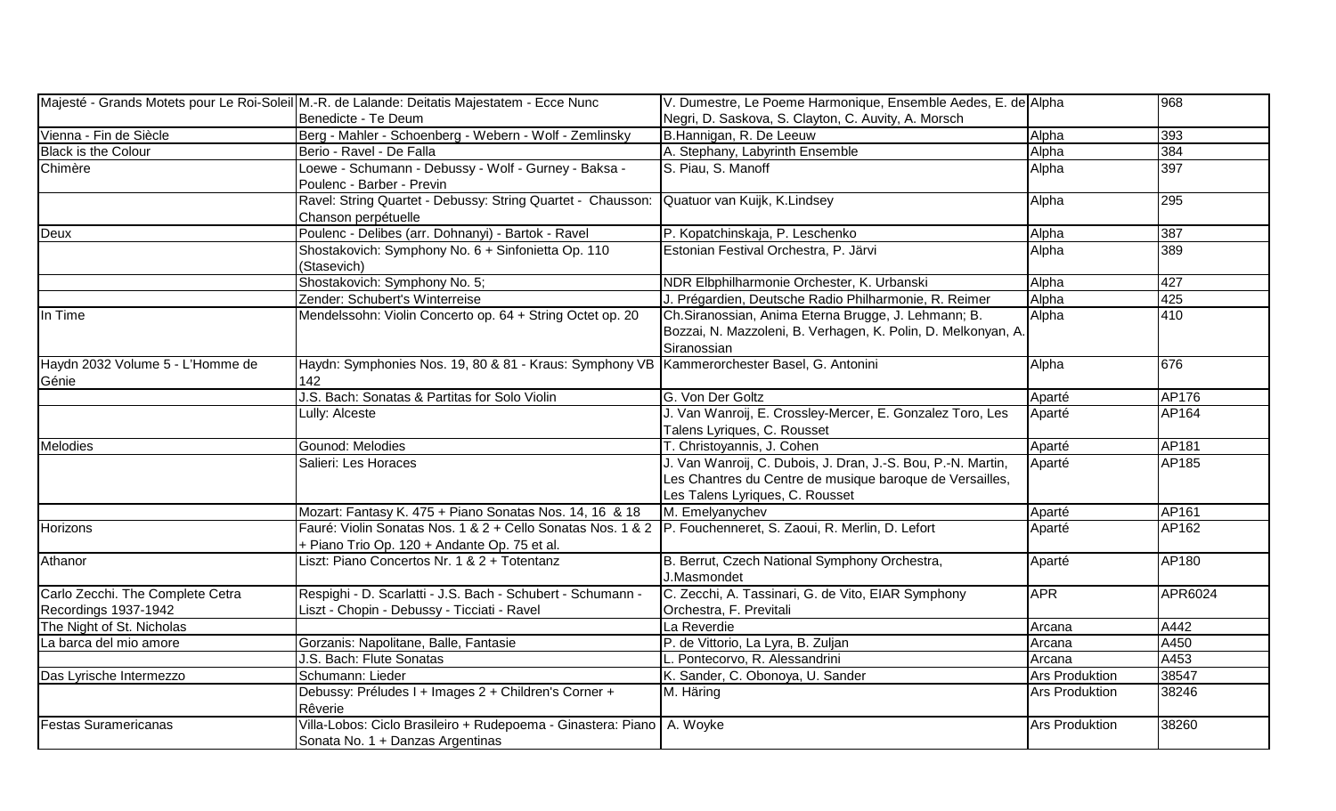| | | | | |
|---|---|---|---|---|
| Majesté - Grands Motets pour Le Roi-Soleil | M.-R. de Lalande: Deitatis Majestatem - Ecce Nunc Benedicte - Te Deum | V. Dumestre, Le Poeme Harmonique, Ensemble Aedes, E. de Negri, D. Saskova, S. Clayton, C. Auvity, A. Morsch | Alpha | 968 |
| Vienna - Fin de Siècle | Berg - Mahler - Schoenberg - Webern - Wolf - Zemlinsky | B.Hannigan, R. De Leeuw | Alpha | 393 |
| Black is the Colour | Berio - Ravel - De Falla | A. Stephany, Labyrinth Ensemble | Alpha | 384 |
| Chimère | Loewe - Schumann - Debussy - Wolf - Gurney - Baksa - Poulenc - Barber - Previn | S. Piau, S. Manoff | Alpha | 397 |
| | Ravel: String Quartet - Debussy: String Quartet - Chausson: Chanson perpétuelle | Quatuor van Kuijk, K.Lindsey | Alpha | 295 |
| Deux | Poulenc - Delibes (arr. Dohnanyi) - Bartok - Ravel | P. Kopatchinskaja, P. Leschenko | Alpha | 387 |
| | Shostakovich: Symphony No. 6 + Sinfonietta Op. 110 (Stasevich) | Estonian Festival Orchestra, P. Järvi | Alpha | 389 |
| | Shostakovich: Symphony No. 5; | NDR Elbphilharmonie Orchester, K. Urbanski | Alpha | 427 |
| | Zender: Schubert's Winterreise | J. Prégardien, Deutsche Radio Philharmonie, R. Reimer | Alpha | 425 |
| In Time | Mendelssohn: Violin Concerto op. 64 + String Octet op. 20 | Ch.Siranossian, Anima Eterna Brugge, J. Lehmann; B. Bozzai, N. Mazzoleni, B. Verhagen, K. Polin, D. Melkonyan, A. Siranossian | Alpha | 410 |
| Haydn 2032 Volume 5 - L'Homme de Génie | Haydn: Symphonies Nos. 19, 80 & 81 - Kraus: Symphony VB 142 | Kammerorchester Basel, G. Antonini | Alpha | 676 |
| | J.S. Bach: Sonatas & Partitas for Solo Violin | G. Von Der Goltz | Aparté | AP176 |
| | Lully: Alceste | J. Van Wanroij, E. Crossley-Mercer, E. Gonzalez Toro, Les Talens Lyriques, C. Rousset | Aparté | AP164 |
| Melodies | Gounod: Melodies | T. Christoyannis, J. Cohen | Aparté | AP181 |
| | Salieri: Les Horaces | J. Van Wanroij, C. Dubois, J. Dran, J.-S. Bou, P.-N. Martin, Les Chantres du Centre de musique baroque de Versailles, Les Talens Lyriques, C. Rousset | Aparté | AP185 |
| | Mozart: Fantasy K. 475 + Piano Sonatas Nos. 14, 16 & 18 | M. Emelyanychev | Aparté | AP161 |
| Horizons | Fauré: Violin Sonatas Nos. 1 & 2 + Cello Sonatas Nos. 1 & 2 + Piano Trio Op. 120 + Andante Op. 75 et al. | P. Fouchenneret, S. Zaoui, R. Merlin, D. Lefort | Aparté | AP162 |
| Athanor | Liszt: Piano Concertos Nr. 1 & 2 + Totentanz | B. Berrut, Czech National Symphony Orchestra, J.Masmondet | Aparté | AP180 |
| Carlo Zecchi. The Complete Cetra Recordings 1937-1942 | Respighi - D. Scarlatti - J.S. Bach - Schubert - Schumann - Liszt - Chopin - Debussy - Ticciati - Ravel | C. Zecchi, A. Tassinari, G. de Vito, EIAR Symphony Orchestra, F. Previtali | APR | APR6024 |
| The Night of St. Nicholas | | La Reverdie | Arcana | A442 |
| La barca del mio amore | Gorzanis: Napolitane, Balle, Fantasie | P. de Vittorio, La Lyra, B. Zuljan | Arcana | A450 |
| | J.S. Bach: Flute Sonatas | L. Pontecorvo, R. Alessandrini | Arcana | A453 |
| Das Lyrische Intermezzo | Schumann: Lieder | K. Sander, C. Obonoya, U. Sander | Ars Produktion | 38547 |
| | Debussy: Préludes I + Images 2 + Children's Corner + Rêverie | M. Häring | Ars Produktion | 38246 |
| Festas Suramericanas | Villa-Lobos: Ciclo Brasileiro + Rudepoema - Ginastera: Piano Sonata No. 1 + Danzas Argentinas | A. Woyke | Ars Produktion | 38260 |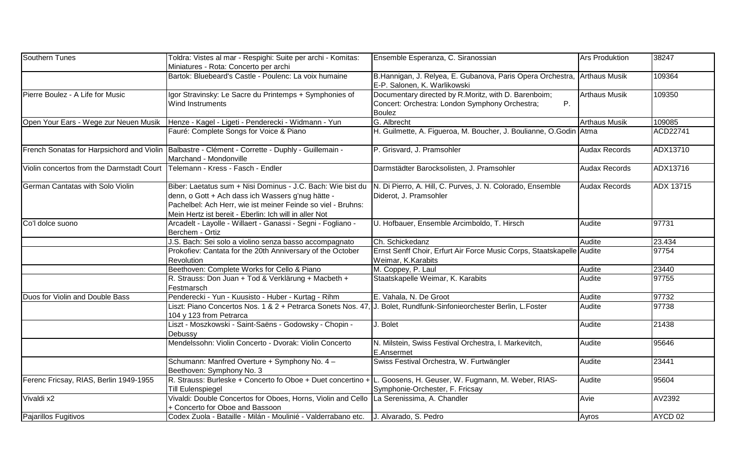| Southern Tunes | Toldra: Vistes al mar - Respighi: Suite per archi - Komitas: Miniatures - Rota: Concerto per archi | Ensemble Esperanza, C. Siranossian | Ars Produktion | 38247 |
|---|---|---|---|---|
| | Bartok: Bluebeard's Castle - Poulenc: La voix humaine | B.Hannigan, J. Relyea, E. Gubanova, Paris Opera Orchestra, E-P. Salonen, K. Warlikowski | Arthaus Musik | 109364 |
| Pierre Boulez - A Life for Music | Igor Stravinsky: Le Sacre du Printemps + Symphonies of Wind Instruments | Documentary directed by R.Moritz, with D. Barenboim; Concert: Orchestra: London Symphony Orchestra; P. Boulez | Arthaus Musik | 109350 |
| Open Your Ears - Wege zur Neuen Musik | Henze - Kagel - Ligeti - Penderecki - Widmann - Yun | G. Albrecht | Arthaus Musik | 109085 |
| | Fauré: Complete Songs for Voice & Piano | H. Guilmette, A. Figueroa, M. Boucher, J. Boulianne, O.Godin | Atma | ACD22741 |
| French Sonatas for Harpsichord and Violin | Balbastre - Clément - Corrette - Duphly - Guillemain - Marchand - Mondonville | P. Grisvard, J. Pramsohler | Audax Records | ADX13710 |
| Violin concertos from the Darmstadt Court | Telemann - Kress - Fasch - Endler | Darmstädter Barocksolisten, J. Pramsohler | Audax Records | ADX13716 |
| German Cantatas with Solo Violin | Biber: Laetatus sum + Nisi Dominus - J.C. Bach: Wie bist du denn, o Gott + Ach dass ich Wassers g'nug hätte - Pachelbel: Ach Herr, wie ist meiner Feinde so viel - Bruhns: Mein Hertz ist bereit - Eberlin: Ich will in aller Not | N. Di Pierro, A. Hill, C. Purves, J. N. Colorado, Ensemble Diderot, J. Pramsohler | Audax Records | ADX 13715 |
| Co'l dolce suono | Arcadelt - Layolle - Willaert - Ganassi - Segni - Fogliano - Berchem - Ortiz | U. Hofbauer, Ensemble Arcimboldo, T. Hirsch | Audite | 97731 |
| | J.S. Bach: Sei solo a violino senza basso accompagnato | Ch. Schickedanz | Audite | 23.434 |
| | Prokofiev: Cantata for the 20th Anniversary of the October Revolution | Ernst Senff Choir, Erfurt Air Force Music Corps, Staatskapelle Weimar, K.Karabits | Audite | 97754 |
| | Beethoven: Complete Works for Cello & Piano | M. Coppey, P. Laul | Audite | 23440 |
| | R. Strauss: Don Juan + Tod & Verklärung + Macbeth + Festmarsch | Staatskapelle Weimar, K. Karabits | Audite | 97755 |
| Duos for Violin and Double Bass | Penderecki - Yun - Kuusisto - Huber - Kurtag - Rihm | E. Vahala, N. De Groot | Audite | 97732 |
| | Liszt: Piano Concertos Nos. 1 & 2 + Petrarca Sonets Nos. 47, 104 y 123 from Petrarca | J. Bolet, Rundfunk-Sinfonieorchester Berlin, L.Foster | Audite | 97738 |
| | Liszt - Moszkowski - Saint-Saëns - Godowsky - Chopin - Debussy | J. Bolet | Audite | 21438 |
| | Mendelssohn: Violin Concerto - Dvorak: Violin Concerto | N. Milstein, Swiss Festival Orchestra, I. Markevitch, E.Ansermet | Audite | 95646 |
| | Schumann: Manfred Overture + Symphony No. 4 – Beethoven: Symphony No. 3 | Swiss Festival Orchestra, W. Furtwängler | Audite | 23441 |
| Ferenc Fricsay, RIAS, Berlin 1949-1955 | R. Strauss: Burleske + Concerto fo Oboe + Duet concertino + Till Eulenspiegel | L. Goosens, H. Geuser, W. Fugmann, M. Weber, RIAS-Symphonie-Orchester, F. Fricsay | Audite | 95604 |
| Vivaldi x2 | Vivaldi: Double Concertos for Oboes, Horns, Violin and Cello + Concerto for Oboe and Bassoon | La Serenissima, A. Chandler | Avie | AV2392 |
| Pajarillos Fugitivos | Codex Zuola - Bataille - Milán - Moulinié - Valderrabano etc. | J. Alvarado, S. Pedro | Ayros | AYCD 02 |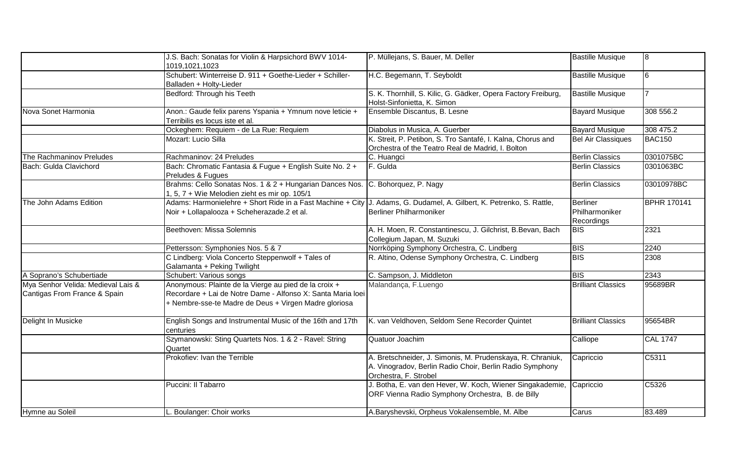| | | | | |
|---|---|---|---|---|
| | J.S. Bach: Sonatas for Violin & Harpsichord BWV 1014-1019,1021,1023 | P. Müllejans, S. Bauer, M. Deller | Bastille Musique | 8 |
| | Schubert: Winterreise D. 911 + Goethe-Lieder + Schiller-Balladen + Holty-Lieder | H.C. Begemann, T. Seyboldt | Bastille Musique | 6 |
| | Bedford: Through his Teeth | S. K. Thornhill, S. Kilic, G. Gädker, Opera Factory Freiburg, Holst-Sinfonietta, K. Simon | Bastille Musique | 7 |
| Nova Sonet Harmonia | Anon.: Gaude felix parens Yspania + Ymnum nove leticie + Terribilis es locus iste et al. | Ensemble Discantus, B. Lesne | Bayard Musique | 308 556.2 |
| | Ockeghem: Requiem - de La Rue: Requiem | Diabolus in Musica, A. Guerber | Bayard Musique | 308 475.2 |
| | Mozart: Lucio Silla | K. Streit, P. Petibon, S. Tro Santafé, I. Kalna, Chorus and Orchestra of the Teatro Real de Madrid, I. Bolton | Bel Air Classiques | BAC150 |
| The Rachmaninov Preludes | Rachmaninov: 24 Preludes | C. Huangci | Berlin Classics | 0301075BC |
| Bach: Gulda Clavichord | Bach: Chromatic Fantasia & Fugue + English Suite No. 2 + Preludes & Fugues | F. Gulda | Berlin Classics | 0301063BC |
| | Brahms: Cello Sonatas Nos. 1 & 2 + Hungarian Dances Nos. 1, 5, 7 + Wie Melodien zieht es mir op. 105/1 | C. Bohorquez, P. Nagy | Berlin Classics | 03010978BC |
| The John Adams Edition | Adams: Harmonielehre + Short Ride in a Fast Machine + City Noir + Lollapalooza + Scheherazade.2 et al. | J. Adams, G. Dudamel, A. Gilbert, K. Petrenko, S. Rattle, Berliner Philharmoniker | Berliner Philharmoniker Recordings | BPHR 170141 |
| | Beethoven: Missa Solemnis | A. H. Moen, R. Constantinescu, J. Gilchrist, B.Bevan, Bach Collegium Japan, M. Suzuki | BIS | 2321 |
| | Pettersson: Symphonies Nos. 5 & 7 | Norrköping Symphony Orchestra, C. Lindberg | BIS | 2240 |
| | C Lindberg: Viola Concerto Steppenwolf + Tales of Galamanta + Peking Twilight | R. Altino, Odense Symphony Orchestra, C. Lindberg | BIS | 2308 |
| A Soprano's Schubertiade | Schubert: Various songs | C. Sampson, J. Middleton | BIS | 2343 |
| Mya Senhor Velida: Medieval Lais & Cantigas From France & Spain | Anonymous: Plainte de la Vierge au pied de la croix + Recordare + Lai de Notre Dame - Alfonso X: Santa Maria loei + Nembre-sse-te Madre de Deus + Virgen Madre gloriosa | Malandança, F.Luengo | Brilliant Classics | 95689BR |
| Delight In Musicke | English Songs and Instrumental Music of the 16th and 17th centuries | K. van Veldhoven, Seldom Sene Recorder Quintet | Brilliant Classics | 95654BR |
| | Szymanowski: Sting Quartets Nos. 1 & 2 - Ravel: String Quartet | Quatuor Joachim | Calliope | CAL 1747 |
| | Prokofiev: Ivan the Terrible | A. Bretschneider, J. Simonis, M. Prudenskaya, R. Chraniuk, A. Vinogradov, Berlin Radio Choir, Berlin Radio Symphony Orchestra, F. Strobel | Capriccio | C5311 |
| | Puccini: Il Tabarro | J. Botha, E. van den Hever, W. Koch, Wiener Singakademie, ORF Vienna Radio Symphony Orchestra, B. de Billy | Capriccio | C5326 |
| Hymne au Soleil | L. Boulanger: Choir works | A.Baryshevski, Orpheus Vokalensemble, M. Albe | Carus | 83.489 |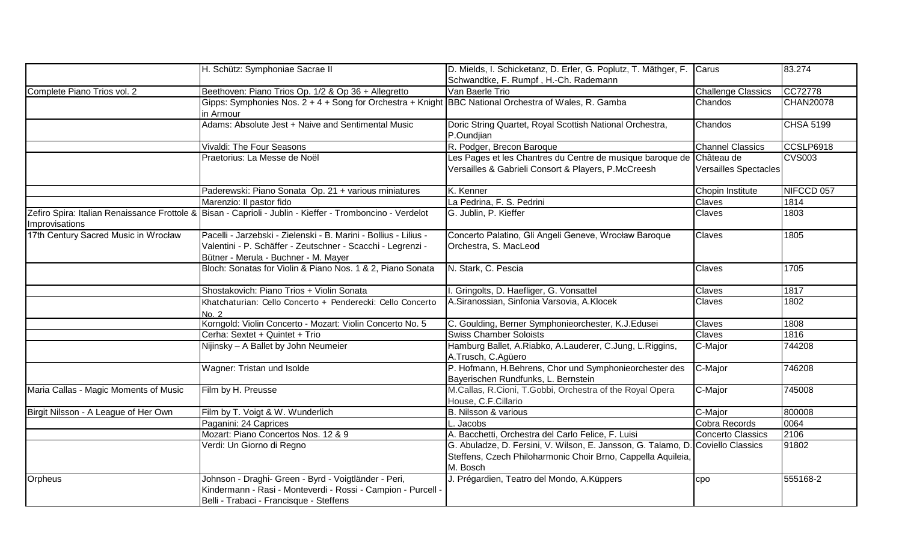| | | | | |
|---|---|---|---|---|
| | H. Schütz: Symphoniae Sacrae II | D. Mields, I. Schicketanz, D. Erler, G. Poplutz, T. Mäthger, F. Schwandtke, F. Rumpf , H.-Ch. Rademann | Carus | 83.274 |
| Complete Piano Trios vol. 2 | Beethoven: Piano Trios Op. 1/2 & Op 36 + Allegretto | Van Baerle Trio | Challenge Classics | CC72778 |
| | Gipps: Symphonies Nos. 2 + 4 + Song for Orchestra + Knight in Armour | BBC National Orchestra of Wales, R. Gamba | Chandos | CHAN20078 |
| | Adams: Absolute Jest + Naive and Sentimental Music | Doric String Quartet, Royal Scottish National Orchestra, P.Oundjian | Chandos | CHSA 5199 |
| | Vivaldi: The Four Seasons | R. Podger, Brecon Baroque | Channel Classics | CCSLP6918 |
| | Praetorius: La Messe de Noël | Les Pages et les Chantres du Centre de musique baroque de Versailles & Gabrieli Consort & Players, P.McCreesh | Château de Versailles Spectacles | CVS003 |
| | Paderewski: Piano Sonata Op. 21 + various miniatures | K. Kenner | Chopin Institute | NIFCCD 057 |
| | Marenzio: Il pastor fido | La Pedrina, F. S. Pedrini | Claves | 1814 |
| Zefiro Spira: Italian Renaissance Frottole & Improvisations | Bisan - Caprioli - Jublin - Kieffer - Tromboncino - Verdelot | G. Jublin, P. Kieffer | Claves | 1803 |
| 17th Century Sacred Music in Wrocław | Pacelli - Jarzebski - Zielenski - B. Marini - Bollius - Lilius - Valentini - P. Schäffer - Zeutschner - Scacchi - Legrenzi - Bütner - Merula - Buchner - M. Mayer | Concerto Palatino, Gli Angeli Geneve, Wrocław Baroque Orchestra, S. MacLeod | Claves | 1805 |
| | Bloch: Sonatas for Violin & Piano Nos. 1 & 2, Piano Sonata | N. Stark, C. Pescia | Claves | 1705 |
| | Shostakovich: Piano Trios + Violin Sonata | I. Gringolts, D. Haefliger, G. Vonsattel | Claves | 1817 |
| | Khatchaturian: Cello Concerto + Penderecki: Cello Concerto No. 2 | A.Siranossian, Sinfonia Varsovia, A.Klocek | Claves | 1802 |
| | Korngold: Violin Concerto - Mozart: Violin Concerto No. 5 | C. Goulding, Berner Symphonieorchester, K.J.Edusei | Claves | 1808 |
| | Cerha: Sextet + Quintet + Trio | Swiss Chamber Soloists | Claves | 1816 |
| | Nijinsky – A Ballet by John Neumeier | Hamburg Ballet, A.Riabko, A.Lauderer, C.Jung, L.Riggins, A.Trusch, C.Agüero | C-Major | 744208 |
| | Wagner: Tristan und Isolde | P. Hofmann, H.Behrens, Chor und Symphonieorchester des Bayerischen Rundfunks, L. Bernstein | C-Major | 746208 |
| Maria Callas - Magic Moments of Music | Film by H. Preusse | M.Callas, R.Cioni, T.Gobbi, Orchestra of the Royal Opera House, C.F.Cillario | C-Major | 745008 |
| Birgit Nilsson - A League of Her Own | Film by T. Voigt & W. Wunderlich | B. Nilsson & various | C-Major | 800008 |
| | Paganini: 24 Caprices | L. Jacobs | Cobra Records | 0064 |
| | Mozart: Piano Concertos Nos. 12 & 9 | A. Bacchetti, Orchestra del Carlo Felice, F. Luisi | Concerto Classics | 2106 |
| | Verdi: Un Giorno di Regno | G. Abuladze, D. Fersini, V. Wilson, E. Jansson, G. Talamo, D. Steffens, Czech Philoharmonic Choir Brno, Cappella Aquileia, M. Bosch | Coviello Classics | 91802 |
| Orpheus | Johnson - Draghi- Green - Byrd - Voigtländer - Peri, Kindermann - Rasi - Monteverdi - Rossi - Campion - Purcell - Belli - Trabaci - Francisque - Steffens | J. Prégardien, Teatro del Mondo, A.Küppers | cpo | 555168-2 |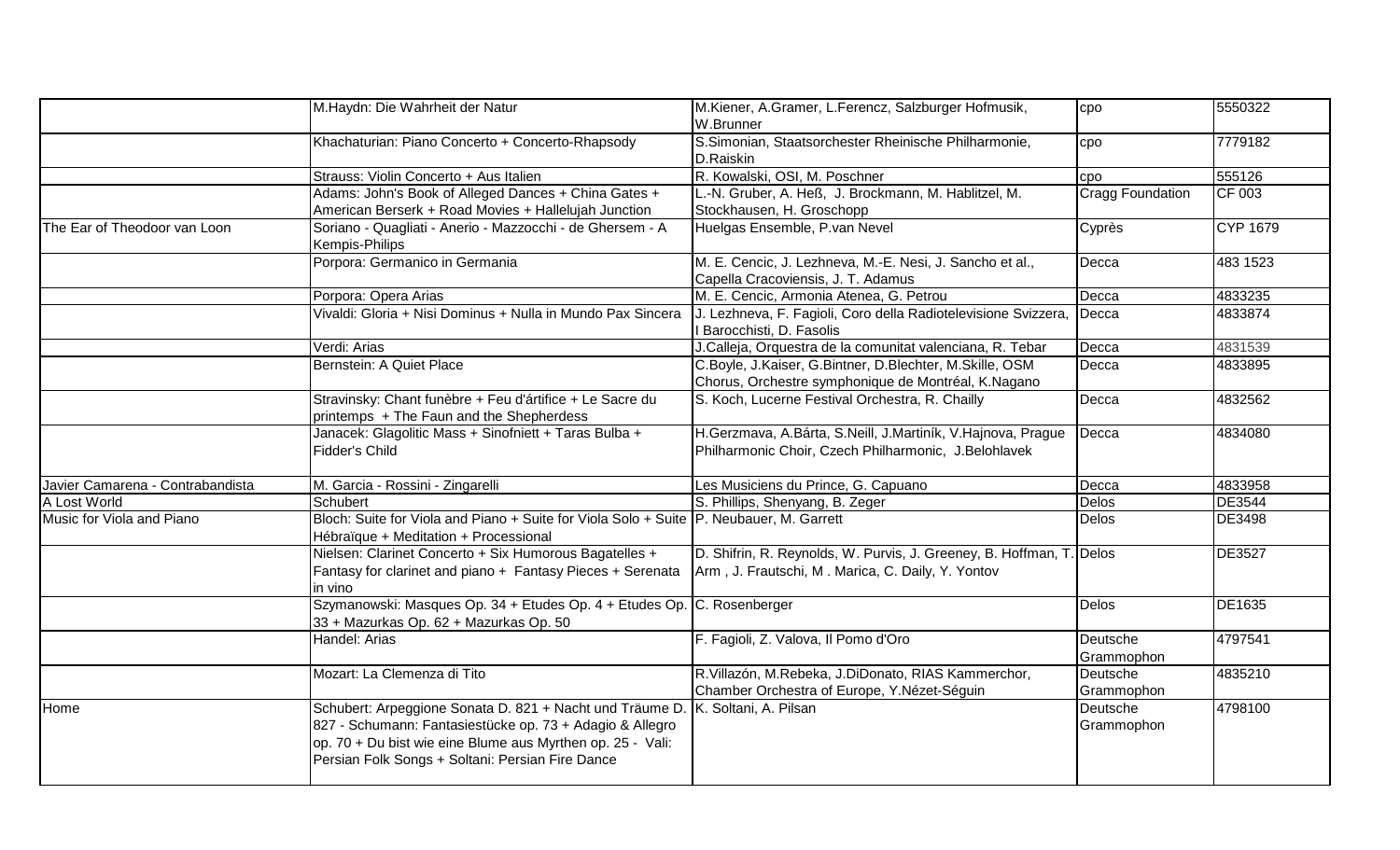| | | | | |
|---|---|---|---|---|
| | M.Haydn: Die Wahrheit der Natur | M.Kiener, A.Gramer, L.Ferencz, Salzburger Hofmusik, W.Brunner | cpo | 5550322 |
| | Khachaturian: Piano Concerto + Concerto-Rhapsody | S.Simonian, Staatsorchester Rheinische Philharmonie, D.Raiskin | cpo | 7779182 |
| | Strauss: Violin Concerto + Aus Italien | R. Kowalski, OSI, M. Poschner | cpo | 555126 |
| | Adams: John's Book of Alleged Dances + China Gates + American Berserk + Road Movies + Hallelujah Junction | L.-N. Gruber, A. Heß, J. Brockmann, M. Hablitzel, M. Stockhausen, H. Groschopp | Cragg Foundation | CF 003 |
| The Ear of Theodoor van Loon | Soriano - Quagliati - Anerio - Mazzocchi - de Ghersem - A Kempis-Philips | Huelgas Ensemble, P.van Nevel | Cyprès | CYP 1679 |
| | Porpora: Germanico in Germania | M. E. Cencic, J. Lezhneva, M.-E. Nesi, J. Sancho et al., Capella Cracoviensis, J. T. Adamus | Decca | 483 1523 |
| | Porpora: Opera Arias | M. E. Cencic, Armonia Atenea, G. Petrou | Decca | 4833235 |
| | Vivaldi: Gloria + Nisi Dominus + Nulla in Mundo Pax Sincera | J. Lezhneva, F. Fagioli, Coro della Radiotelevisione Svizzera, I Barocchisti, D. Fasolis | Decca | 4833874 |
| | Verdi: Arias | J.Calleja, Orquestra de la comunitat valenciana, R. Tebar | Decca | 4831539 |
| | Bernstein: A Quiet Place | C.Boyle, J.Kaiser, G.Bintner, D.Blechter, M.Skille, OSM Chorus, Orchestre symphonique de Montréal, K.Nagano | Decca | 4833895 |
| | Stravinsky: Chant funèbre + Feu d'ártifice + Le Sacre du printemps + The Faun and the Shepherdess | S. Koch, Lucerne Festival Orchestra, R. Chailly | Decca | 4832562 |
| | Janacek: Glagolitic Mass + Sinofniett + Taras Bulba + Fidder's Child | H.Gerzmava, A.Bárta, S.Neill, J.Martiník, V.Hajnova, Prague Philharmonic Choir, Czech Philharmonic, J.Belohlavek | Decca | 4834080 |
| Javier Camarena - Contrabandista | M. Garcia - Rossini - Zingarelli | Les Musiciens du Prince, G. Capuano | Decca | 4833958 |
| A Lost World | Schubert | S. Phillips, Shenyang, B. Zeger | Delos | DE3544 |
| Music for Viola and Piano | Bloch: Suite for Viola and Piano + Suite for Viola Solo + Suite Hébraïque + Meditation + Processional | P. Neubauer, M. Garrett | Delos | DE3498 |
| | Nielsen: Clarinet Concerto + Six Humorous Bagatelles + Fantasy for clarinet and piano + Fantasy Pieces + Serenata in vino | D. Shifrin, R. Reynolds, W. Purvis, J. Greeney, B. Hoffman, T. Arm , J. Frautschi, M . Marica, C. Daily, Y. Yontov | Delos | DE3527 |
| | Szymanowski: Masques Op. 34 + Etudes Op. 4 + Etudes Op. 33 + Mazurkas Op. 62 + Mazurkas Op. 50 | C. Rosenberger | Delos | DE1635 |
| | Handel: Arias | F. Fagioli, Z. Valova, Il Pomo d'Oro | Deutsche Grammophon | 4797541 |
| | Mozart: La Clemenza di Tito | R.Villazón, M.Rebeka, J.DiDonato, RIAS Kammerchor, Chamber Orchestra of Europe, Y.Nézet-Séguin | Deutsche Grammophon | 4835210 |
| Home | Schubert: Arpeggione Sonata D. 821 + Nacht und Träume D. 827 - Schumann: Fantasiestücke op. 73 + Adagio & Allegro op. 70 + Du bist wie eine Blume aus Myrthen op. 25 - Vali: Persian Folk Songs + Soltani: Persian Fire Dance | K. Soltani, A. Pilsan | Deutsche Grammophon | 4798100 |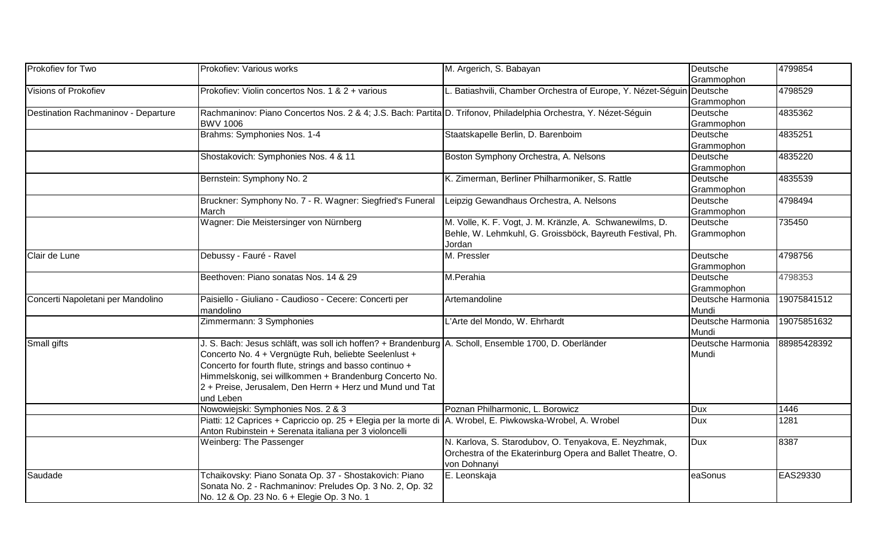| | | | | |
|---|---|---|---|---|
| Prokofiev for Two | Prokofiev: Various works | M. Argerich, S. Babayan | Deutsche Grammophon | 4799854 |
| Visions of Prokofiev | Prokofiev: Violin concertos Nos. 1 & 2 + various | L. Batiashvili, Chamber Orchestra of Europe, Y. Nézet-Séguin | Deutsche Grammophon | 4798529 |
| Destination Rachmaninov - Departure | Rachmaninov: Piano Concertos Nos. 2 & 4; J.S. Bach: Partita BWV 1006 | D. Trifonov, Philadelphia Orchestra, Y. Nézet-Séguin | Deutsche Grammophon | 4835362 |
| | Brahms: Symphonies Nos. 1-4 | Staatskapelle Berlin, D. Barenboim | Deutsche Grammophon | 4835251 |
| | Shostakovich: Symphonies Nos. 4 & 11 | Boston Symphony Orchestra, A. Nelsons | Deutsche Grammophon | 4835220 |
| | Bernstein: Symphony No. 2 | K. Zimerman, Berliner Philharmoniker, S. Rattle | Deutsche Grammophon | 4835539 |
| | Bruckner: Symphony No. 7 - R. Wagner: Siegfried's Funeral March | Leipzig Gewandhaus Orchestra, A. Nelsons | Deutsche Grammophon | 4798494 |
| | Wagner: Die Meistersinger von Nürnberg | M. Volle, K. F. Vogt, J. M. Kränzle, A. Schwanewilms, D. Behle, W. Lehmkuhl, G. Groissböck, Bayreuth Festival, Ph. Jordan | Deutsche Grammophon | 735450 |
| Clair de Lune | Debussy - Fauré - Ravel | M. Pressler | Deutsche Grammophon | 4798756 |
| | Beethoven: Piano sonatas Nos. 14 & 29 | M.Perahia | Deutsche Grammophon | 4798353 |
| Concerti Napoletani per Mandolino | Paisiello - Giuliano - Caudioso - Cecere: Concerti per mandolino | Artemandoline | Deutsche Harmonia Mundi | 19075841512 |
| | Zimmermann: 3 Symphonies | L'Arte del Mondo, W. Ehrhardt | Deutsche Harmonia Mundi | 19075851632 |
| Small gifts | J. S. Bach: Jesus schläft, was soll ich hoffen? + Brandenburg Concerto No. 4 + Vergnügte Ruh, beliebte Seelenlust + Concerto for fourth flute, strings and basso continuo + Himmelskonig, sei willkommen + Brandenburg Concerto No. 2 + Preise, Jerusalem, Den Herrn + Herz und Mund und Tat und Leben | A. Scholl, Ensemble 1700, D. Oberländer | Deutsche Harmonia Mundi | 88985428392 |
| | Nowowiejski: Symphonies Nos. 2 & 3 | Poznan Philharmonic, L. Borowicz | Dux | 1446 |
| | Piatti: 12 Caprices + Capriccio op. 25 + Elegia per la morte di Anton Rubinstein + Serenata italiana per 3 violoncelli | A. Wrobel, E. Piwkowska-Wrobel, A. Wrobel | Dux | 1281 |
| | Weinberg: The Passenger | N. Karlova, S. Starodubov, O. Tenyakova, E. Neyzhmak, Orchestra of the Ekaterinburg Opera and Ballet Theatre, O. von Dohnanyi | Dux | 8387 |
| Saudade | Tchaikovsky: Piano Sonata Op. 37 - Shostakovich: Piano Sonata No. 2 - Rachmaninov: Preludes Op. 3 No. 2, Op. 32 No. 12 & Op. 23 No. 6 + Elegie Op. 3 No. 1 | E. Leonskaja | eaSonus | EAS29330 |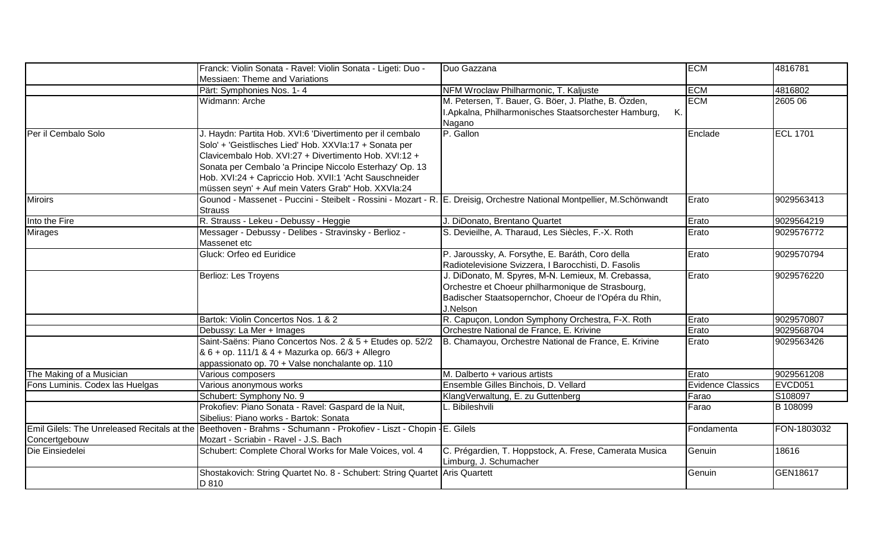| | | | | |
|---|---|---|---|---|
| | Franck: Violin Sonata - Ravel: Violin Sonata - Ligeti: Duo - Messiaen: Theme and Variations | Duo Gazzana | ECM | 4816781 |
| | Pärt: Symphonies Nos. 1- 4 | NFM Wroclaw Philharmonic, T. Kaljuste | ECM | 4816802 |
| | Widmann: Arche | M. Petersen, T. Bauer, G. Böer, J. Plathe, B. Özden, I.Apkalna, Philharmonisches Staatsorchester Hamburg, K. Nagano | ECM | 2605 06 |
| Per il Cembalo Solo | J. Haydn: Partita Hob. XVI:6 'Divertimento per il cembalo Solo' + 'Geistlisches Lied' Hob. XXVIa:17 + Sonata per Clavicembalo Hob. XVI:27 + Divertimento Hob. XVI:12 + Sonata per Cembalo 'a Principe Niccolo Esterhazy' Op. 13 Hob. XVI:24 + Capriccio Hob. XVII:1 'Acht Sauschneider müssen seyn' + Auf mein Vaters Grab" Hob. XXVIa:24 | P. Gallon | Enclade | ECL 1701 |
| Miroirs | Gounod - Massenet - Puccini - Steibelt - Rossini - Mozart - R. Strauss | E. Dreisig, Orchestre National Montpellier, M.Schönwandt | Erato | 9029563413 |
| Into the Fire | R. Strauss - Lekeu - Debussy - Heggie | J. DiDonato, Brentano Quartet | Erato | 9029564219 |
| Mirages | Messager - Debussy - Delibes - Stravinsky - Berlioz - Massenet etc | S. Devieilhe, A. Tharaud, Les Siècles, F.-X. Roth | Erato | 9029576772 |
| | Gluck: Orfeo ed Euridice | P. Jaroussky, A. Forsythe, E. Baráth, Coro della Radiotelevisione Svizzera, I Barocchisti, D. Fasolis | Erato | 9029570794 |
| | Berlioz: Les Troyens | J. DiDonato, M. Spyres, M-N. Lemieux, M. Crebassa, Orchestre et Choeur philharmonique de Strasbourg, Badischer Staatsopernchor, Choeur de l'Opéra du Rhin, J.Nelson | Erato | 9029576220 |
| | Bartok: Violin Concertos Nos. 1 & 2 | R. Capuçon, London Symphony Orchestra, F-X. Roth | Erato | 9029570807 |
| | Debussy: La Mer + Images | Orchestre National de France, E. Krivine | Erato | 9029568704 |
| | Saint-Saëns: Piano Concertos Nos. 2 & 5 + Etudes op. 52/2 & 6 + op. 111/1 & 4 + Mazurka op. 66/3 + Allegro appassionato op. 70 + Valse nonchalante op. 110 | B. Chamayou, Orchestre National de France, E. Krivine | Erato | 9029563426 |
| The Making of a Musician | Various composers | M. Dalberto + various artists | Erato | 9029561208 |
| Fons Luminis. Codex las Huelgas | Various anonymous works | Ensemble Gilles Binchois, D. Vellard | Evidence Classics | EVCD051 |
| | Schubert: Symphony No. 9 | KlangVerwaltung, E. zu Guttenberg | Farao | S108097 |
| | Prokofiev: Piano Sonata - Ravel: Gaspard de la Nuit, Sibelius: Piano works - Bartok: Sonata | L. Bibileshvili | Farao | B 108099 |
| Emil Gilels: The Unreleased Recitals at the Concertgebouw | Beethoven - Brahms - Schumann - Prokofiev - Liszt - Chopin - Mozart - Scriabin - Ravel - J.S. Bach | E. Gilels | Fondamenta | FON-1803032 |
| Die Einsiedelei | Schubert: Complete Choral Works for Male Voices, vol. 4 | C. Prégardien, T. Hoppstock, A. Frese, Camerata Musica Limburg, J. Schumacher | Genuin | 18616 |
| | Shostakovich: String Quartet No. 8 - Schubert: String Quartet D 810 | Aris Quartett | Genuin | GEN18617 |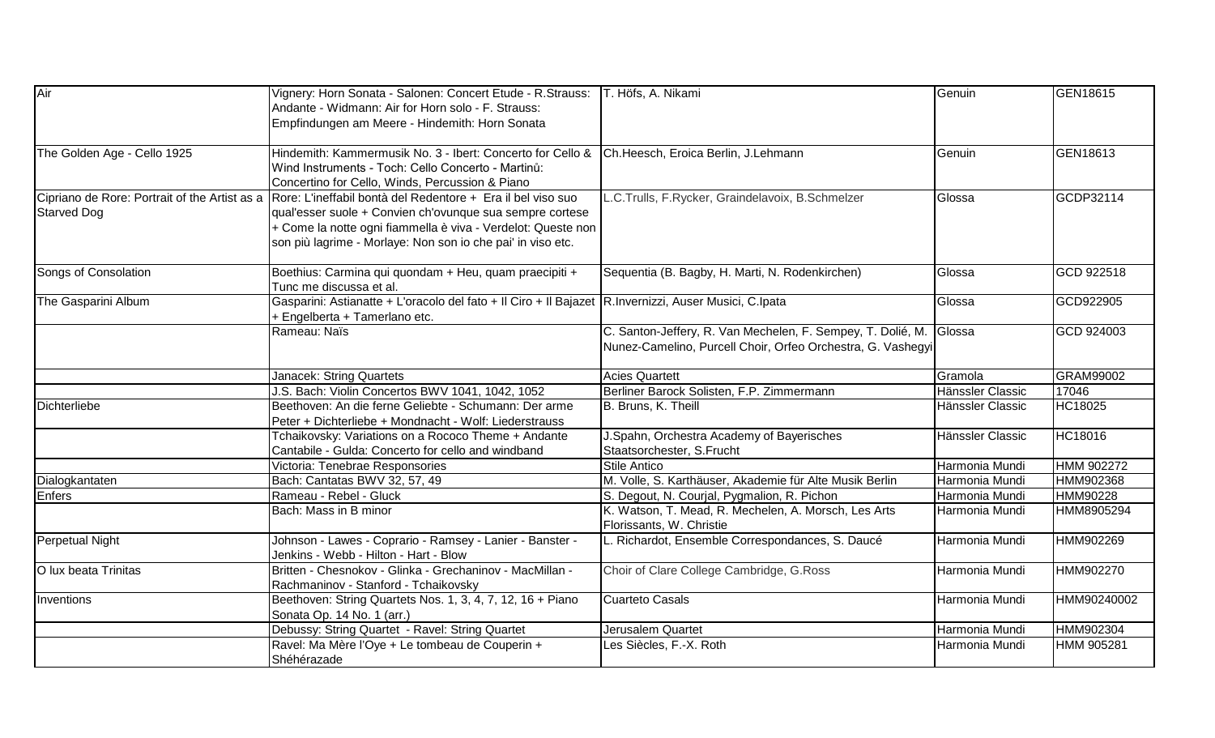| | | | | |
|---|---|---|---|---|
| Air | Vignery: Horn Sonata - Salonen: Concert Etude - R.Strauss: Andante - Widmann: Air for Horn solo - F. Strauss: Empfindungen am Meere - Hindemith: Horn Sonata | T. Höfs, A. Nikami | Genuin | GEN18615 |
| The Golden Age - Cello 1925 | Hindemith: Kammermusik No. 3 - Ibert: Concerto for Cello & Wind Instruments - Toch: Cello Concerto - Martinů: Concertino for Cello, Winds, Percussion & Piano | Ch.Heesch, Eroica Berlin, J.Lehmann | Genuin | GEN18613 |
| Cipriano de Rore: Portrait of the Artist as a Starved Dog | Rore: L'ineffabil bontà del Redentore + Era il bel viso suo qual'esser suole + Convien ch'ovunque sua sempre cortese + Come la notte ogni fiammella è viva - Verdelot: Queste non son più lagrime - Morlaye: Non son io che pai' in viso etc. | L.C.Trulls, F.Rycker, Graindelavoix, B.Schmelzer | Glossa | GCDP32114 |
| Songs of Consolation | Boethius: Carmina qui quondam + Heu, quam praecipiti + Tunc me discussa et al. | Sequentia (B. Bagby, H. Marti, N. Rodenkirchen) | Glossa | GCD 922518 |
| The Gasparini Album | Gasparini: Astianatte + L'oracolo del fato + Il Ciro + Il Bajazet + Engelberta + Tamerlano etc. | R.Invernizzi, Auser Musici, C.Ipata | Glossa | GCD922905 |
| | Rameau: Naïs | C. Santon-Jeffery, R. Van Mechelen, F. Sempey, T. Dolié, M. Nunez-Camelino, Purcell Choir, Orfeo Orchestra, G. Vashegyi | Glossa | GCD 924003 |
| | Janacek: String Quartets | Acies Quartett | Gramola | GRAM99002 |
| | J.S. Bach: Violin Concertos BWV 1041, 1042, 1052 | Berliner Barock Solisten, F.P. Zimmermann | Hänssler Classic | 17046 |
| Dichterliebe | Beethoven: An die ferne Geliebte - Schumann: Der arme Peter + Dichterliebe + Mondnacht - Wolf: Liederstrauss | B. Bruns, K. Theill | Hänssler Classic | HC18025 |
| | Tchaikovsky: Variations on a Rococo Theme + Andante Cantabile - Gulda: Concerto for cello and windband | J.Spahn, Orchestra Academy of Bayerisches Staatsorchester, S.Frucht | Hänssler Classic | HC18016 |
| | Victoria: Tenebrae Responsories | Stile Antico | Harmonia Mundi | HMM 902272 |
| Dialogkantaten | Bach: Cantatas BWV 32, 57, 49 | M. Volle, S. Karthäuser, Akademie für Alte Musik Berlin | Harmonia Mundi | HMM902368 |
| Enfers | Rameau - Rebel - Gluck | S. Degout, N. Courjal, Pygmalion, R. Pichon | Harmonia Mundi | HMM90228 |
| | Bach: Mass in B minor | K. Watson, T. Mead, R. Mechelen, A. Morsch, Les Arts Florissants, W. Christie | Harmonia Mundi | HMM8905294 |
| Perpetual Night | Johnson - Lawes - Coprario - Ramsey - Lanier - Banster - Jenkins - Webb - Hilton - Hart - Blow | L. Richardot, Ensemble Correspondances, S. Daucé | Harmonia Mundi | HMM902269 |
| O lux beata Trinitas | Britten - Chesnokov - Glinka - Grechaninov - MacMillan - Rachmaninov - Stanford - Tchaikovsky | Choir of Clare College Cambridge, G.Ross | Harmonia Mundi | HMM902270 |
| Inventions | Beethoven: String Quartets Nos. 1, 3, 4, 7, 12, 16 + Piano Sonata Op. 14 No. 1 (arr.) | Cuarteto Casals | Harmonia Mundi | HMM90240002 |
| | Debussy: String Quartet - Ravel: String Quartet | Jerusalem Quartet | Harmonia Mundi | HMM902304 |
| | Ravel: Ma Mère l'Oye + Le tombeau de Couperin + Shéhérazade | Les Siècles, F.-X. Roth | Harmonia Mundi | HMM 905281 |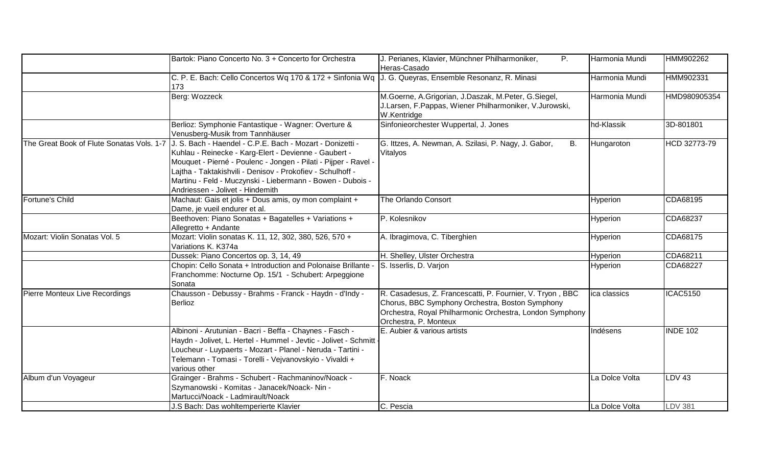| | | | | |
|---|---|---|---|---|
| | Bartok: Piano Concerto No. 3 + Concerto for Orchestra | J. Perianes, Klavier, Münchner Philharmoniker, P. Heras-Casado | Harmonia Mundi | HMM902262 |
| | C. P. E. Bach: Cello Concertos Wq 170 & 172 + Sinfonia Wq 173 | J. G. Queyras, Ensemble Resonanz, R. Minasi | Harmonia Mundi | HMM902331 |
| | Berg: Wozzeck | M.Goerne, A.Grigorian, J.Daszak, M.Peter, G.Siegel, J.Larsen, F.Pappas, Wiener Philharmoniker, V.Jurowski, W.Kentridge | Harmonia Mundi | HMD980905354 |
| | Berlioz: Symphonie Fantastique - Wagner: Overture & Venusberg-Musik from Tannhäuser | Sinfonieorchester Wuppertal, J. Jones | hd-Klassik | 3D-801801 |
| The Great Book of Flute Sonatas Vols. 1-7 | J. S. Bach - Haendel - C.P.E. Bach - Mozart - Donizetti - Kuhlau - Reinecke - Karg-Elert - Devienne - Gaubert - Mouquet - Pierné - Poulenc - Jongen - Pilati - Pijper - Ravel - Lajtha - Taktakishvili - Denisov - Prokofiev - Schulhoff - Martinu - Feld - Muczynski - Liebermann - Bowen - Dubois - Andriessen - Jolivet - Hindemith | G. Ittzes, A. Newman, A. Szilasi, P. Nagy, J. Gabor, B. Vitalyos | Hungaroton | HCD 32773-79 |
| Fortune's Child | Machaut: Gais et jolis + Dous amis, oy mon complaint + Dame, je vueil endurer et al. | The Orlando Consort | Hyperion | CDA68195 |
| | Beethoven: Piano Sonatas + Bagatelles + Variations + Allegretto + Andante | P. Kolesnikov | Hyperion | CDA68237 |
| Mozart: Violin Sonatas Vol. 5 | Mozart: Violin sonatas K. 11, 12, 302, 380, 526, 570 + Variations K. K374a | A. Ibragimova, C. Tiberghien | Hyperion | CDA68175 |
| | Dussek: Piano Concertos op. 3, 14, 49 | H. Shelley, Ulster Orchestra | Hyperion | CDA68211 |
| | Chopin: Cello Sonata + Introduction and Polonaise Brillante - Franchomme: Nocturne Op. 15/1 - Schubert: Arpeggione Sonata | S. Isserlis, D. Varjon | Hyperion | CDA68227 |
| Pierre Monteux Live Recordings | Chausson - Debussy - Brahms - Franck - Haydn - d'Indy - Berlioz | R. Casadesus, Z. Francescatti, P. Fournier, V. Tryon , BBC Chorus, BBC Symphony Orchestra, Boston Symphony Orchestra, Royal Philharmonic Orchestra, London Symphony Orchestra, P. Monteux | ica classics | ICAC5150 |
| | Albinoni - Arutunian - Bacri - Beffa - Chaynes - Fasch - Haydn - Jolivet, L. Hertel - Hummel - Jevtic - Jolivet - Schmitt - Loucheur - Luypaerts - Mozart - Planel - Neruda - Tartini - Telemann - Tomasi - Torelli - Vejvanovskyio - Vivaldi + various other | E. Aubier & various artists | Indésens | INDE 102 |
| Album d'un Voyageur | Grainger - Brahms - Schubert - Rachmaninov/Noack - Szymanowski - Komitas - Janacek/Noack- Nin - Martucci/Noack - Ladmirault/Noack | F. Noack | La Dolce Volta | LDV 43 |
| | J.S Bach: Das wohltemperierte Klavier | C. Pescia | La Dolce Volta | LDV 381 |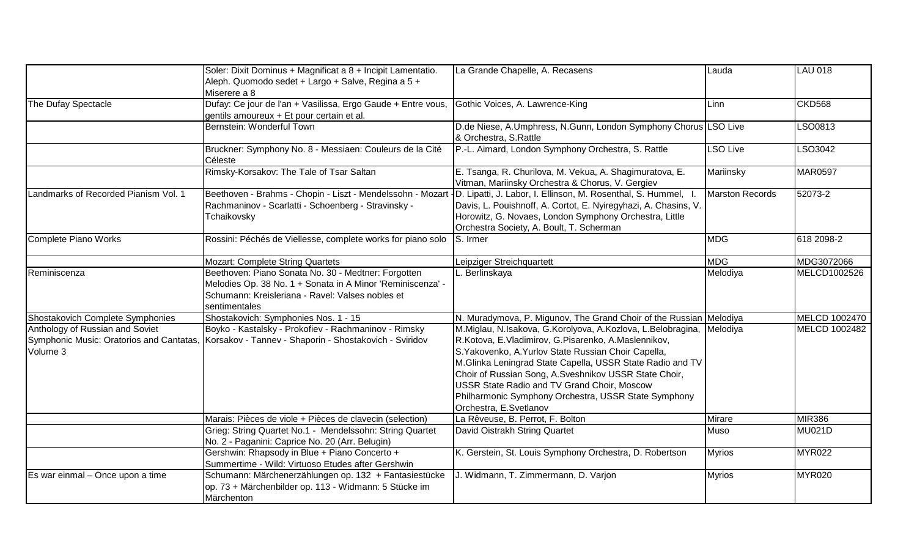| | | | | |
|---|---|---|---|---|
| | Soler: Dixit Dominus + Magnificat a 8 + Incipit Lamentatio. Aleph. Quomodo sedet + Largo + Salve, Regina a 5 + Miserere a 8 | La Grande Chapelle, A. Recasens | Lauda | LAU 018 |
| The Dufay Spectacle | Dufay: Ce jour de l'an + Vasilissa, Ergo Gaude + Entre vous, gentils amoureux + Et pour certain et al. | Gothic Voices, A. Lawrence-King | Linn | CKD568 |
| | Bernstein: Wonderful Town | D.de Niese, A.Umphress, N.Gunn, London Symphony Chorus & Orchestra, S.Rattle | LSO Live | LSO0813 |
| | Bruckner: Symphony No. 8 - Messiaen: Couleurs de la Cité Céleste | P.-L. Aimard, London Symphony Orchestra, S. Rattle | LSO Live | LSO3042 |
| | Rimsky-Korsakov: The Tale of Tsar Saltan | E. Tsanga, R. Churilova, M. Vekua, A. Shagimuratova, E. Vitman, Mariinsky Orchestra & Chorus, V. Gergiev | Mariinsky | MAR0597 |
| Landmarks of Recorded Pianism Vol. 1 | Beethoven - Brahms - Chopin - Liszt - Mendelssohn - Mozart - Rachmaninov - Scarlatti - Schoenberg - Stravinsky - Tchaikovsky | D. Lipatti, J. Labor, I. Ellinson, M. Rosenthal, S. Hummel, I. Davis, L. Pouishnoff, A. Cortot, E. Nyiregyhazi, A. Chasins, V. Horowitz, G. Novaes, London Symphony Orchestra, Little Orchestra Society, A. Boult, T. Scherman | Marston Records | 52073-2 |
| Complete Piano Works | Rossini: Péchés de Viellesse, complete works for piano solo | S. Irmer | MDG | 618 2098-2 |
| | Mozart: Complete String Quartets | Leipziger Streichquartett | MDG | MDG3072066 |
| Reminiscenza | Beethoven: Piano Sonata No. 30 - Medtner: Forgotten Melodies Op. 38 No. 1 + Sonata in A Minor 'Reminiscenza' - Schumann: Kreisleriana - Ravel: Valses nobles et sentimentales | L. Berlinskaya | Melodiya | MELCD1002526 |
| Shostakovich Complete Symphonies | Shostakovich: Symphonies Nos. 1 - 15 | N. Muradymova, P. Migunov, The Grand Choir of the Russian | Melodiya | MELCD 1002470 |
| Anthology of Russian and Soviet Symphonic Music: Oratorios and Cantatas, Volume 3 | Boyko - Kastalsky - Prokofiev - Rachmaninov - Rimsky Korsakov - Tannev - Shaporin - Shostakovich - Sviridov | M.Miglau, N.Isakova, G.Korolyova, A.Kozlova, L.Belobragina, R.Kotova, E.Vladimirov, G.Pisarenko, A.Maslennikov, S.Yakovenko, A.Yurlov State Russian Choir Capella, M.Glinka Leningrad State Capella, USSR State Radio and TV Choir of Russian Song, A.Sveshnikov USSR State Choir, USSR State Radio and TV Grand Choir, Moscow Philharmonic Symphony Orchestra, USSR State Symphony Orchestra, E.Svetlanov | Melodiya | MELCD 1002482 |
| | Marais: Pièces de viole + Pièces de clavecin (selection) | La Rêveuse, B. Perrot, F. Bolton | Mirare | MIR386 |
| | Grieg: String Quartet No.1 - Mendelssohn: String Quartet No. 2 - Paganini: Caprice No. 20 (Arr. Belugin) | David Oistrakh String Quartet | Muso | MU021D |
| | Gershwin: Rhapsody in Blue + Piano Concerto + Summertime - Wild: Virtuoso Etudes after Gershwin | K. Gerstein, St. Louis Symphony Orchestra, D. Robertson | Myrios | MYR022 |
| Es war einmal – Once upon a time | Schumann: Märchenerzählungen op. 132 + Fantasiestücke op. 73 + Märchenbilder op. 113 - Widmann: 5 Stücke im Märchenton | J. Widmann, T. Zimmermann, D. Varjon | Myrios | MYR020 |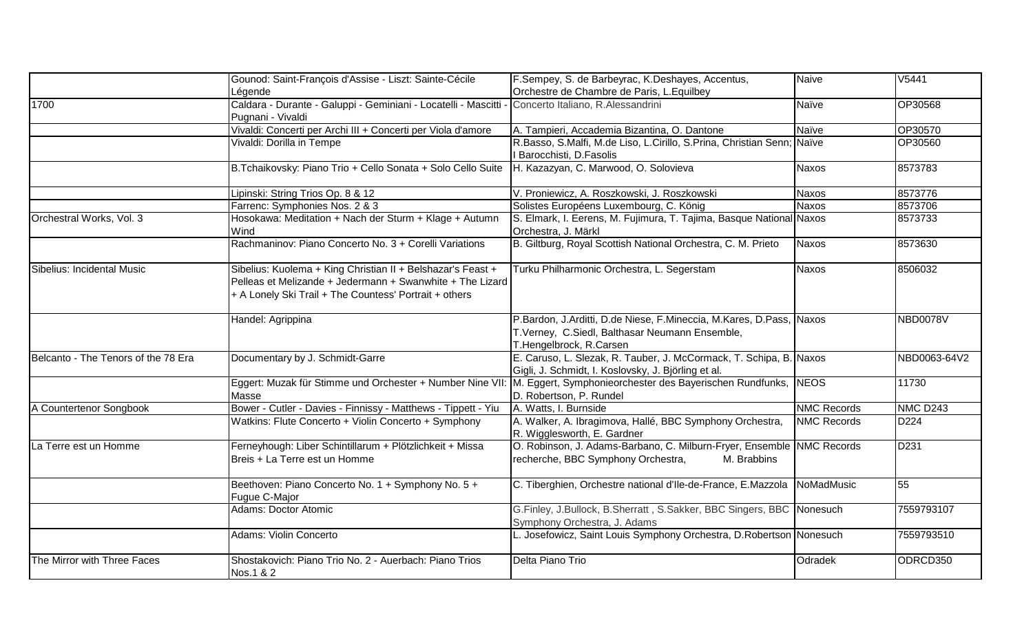| | | | | |
|---|---|---|---|---|
| | Gounod: Saint-François d'Assise - Liszt: Sainte-Cécile Légende | F.Sempey, S. de Barbeyrac, K.Deshayes, Accentus, Orchestre de Chambre de Paris, L.Equilbey | Naive | V5441 |
| 1700 | Caldara - Durante - Galuppi - Geminiani - Locatelli - Mascitti - Pugnani - Vivaldi | Concerto Italiano, R.Alessandrini | Naïve | OP30568 |
| | Vivaldi: Concerti per Archi III + Concerti per Viola d'amore | A. Tampieri, Accademia Bizantina, O. Dantone | Naïve | OP30570 |
| | Vivaldi: Dorilla in Tempe | R.Basso, S.Malfi, M.de Liso, L.Cirillo, S.Prina, Christian Senn; I Barocchisti, D.Fasolis | Naïve | OP30560 |
| | B.Tchaikovsky: Piano Trio + Cello Sonata + Solo Cello Suite | H. Kazazyan, C. Marwood, O. Solovieva | Naxos | 8573783 |
| | Lipinski: String Trios Op. 8 & 12 | V. Proniewicz, A. Roszkowski, J. Roszkowski | Naxos | 8573776 |
| | Farrenc: Symphonies Nos. 2 & 3 | Solistes Européens Luxembourg, C. König | Naxos | 8573706 |
| Orchestral Works, Vol. 3 | Hosokawa: Meditation + Nach der Sturm + Klage + Autumn Wind | S. Elmark, I. Eerens, M. Fujimura, T. Tajima, Basque National Orchestra, J. Märkl | Naxos | 8573733 |
| | Rachmaninov: Piano Concerto No. 3 + Corelli Variations | B. Giltburg, Royal Scottish National Orchestra, C. M. Prieto | Naxos | 8573630 |
| Sibelius: Incidental Music | Sibelius: Kuolema + King Christian II + Belshazar's Feast + Pelleas et Melizande + Jedermann + Swanwhite + The Lizard + A Lonely Ski Trail + The Countess' Portrait + others | Turku Philharmonic Orchestra, L. Segerstam | Naxos | 8506032 |
| | Handel: Agrippina | P.Bardon, J.Arditti, D.de Niese, F.Mineccia, M.Kares, D.Pass, T.Verney, C.Siedl, Balthasar Neumann Ensemble, T.Hengelbrock, R.Carsen | Naxos | NBD0078V |
| Belcanto - The Tenors of the 78 Era | Documentary by J. Schmidt-Garre | E. Caruso, L. Slezak, R. Tauber, J. McCormack, T. Schipa, B. Gigli, J. Schmidt, I. Koslovsky, J. Björling et al. | Naxos | NBD0063-64V2 |
| | Eggert: Muzak für Stimme und Orchester + Number Nine VII: Masse | M. Eggert, Symphonieorchester des Bayerischen Rundfunks, D. Robertson, P. Rundel | NEOS | 11730 |
| A Countertenor Songbook | Bower - Cutler - Davies - Finnissy - Matthews - Tippett - Yiu | A. Watts, I. Burnside | NMC Records | NMC D243 |
| | Watkins: Flute Concerto + Violin Concerto + Symphony | A. Walker, A. Ibragimova, Hallé, BBC Symphony Orchestra, R. Wigglesworth, E. Gardner | NMC Records | D224 |
| La Terre est un Homme | Ferneyhough: Liber Schintillarum + Plötzlichkeit + Missa Breis + La Terre est un Homme | O. Robinson, J. Adams-Barbano, C. Milburn-Fryer, Ensemble recherche, BBC Symphony Orchestra, M. Brabbins | NMC Records | D231 |
| | Beethoven: Piano Concerto No. 1 + Symphony No. 5 + Fugue C-Major | C. Tiberghien, Orchestre national d'Ile-de-France, E.Mazzola | NoMadMusic | 55 |
| | Adams: Doctor Atomic | G.Finley, J.Bullock, B.Sherratt , S.Sakker, BBC Singers, BBC Symphony Orchestra, J. Adams | Nonesuch | 7559793107 |
| | Adams: Violin Concerto | L. Josefowicz, Saint Louis Symphony Orchestra, D.Robertson | Nonesuch | 7559793510 |
| The Mirror with Three Faces | Shostakovich: Piano Trio No. 2 - Auerbach: Piano Trios Nos.1 & 2 | Delta Piano Trio | Odradek | ODRCD350 |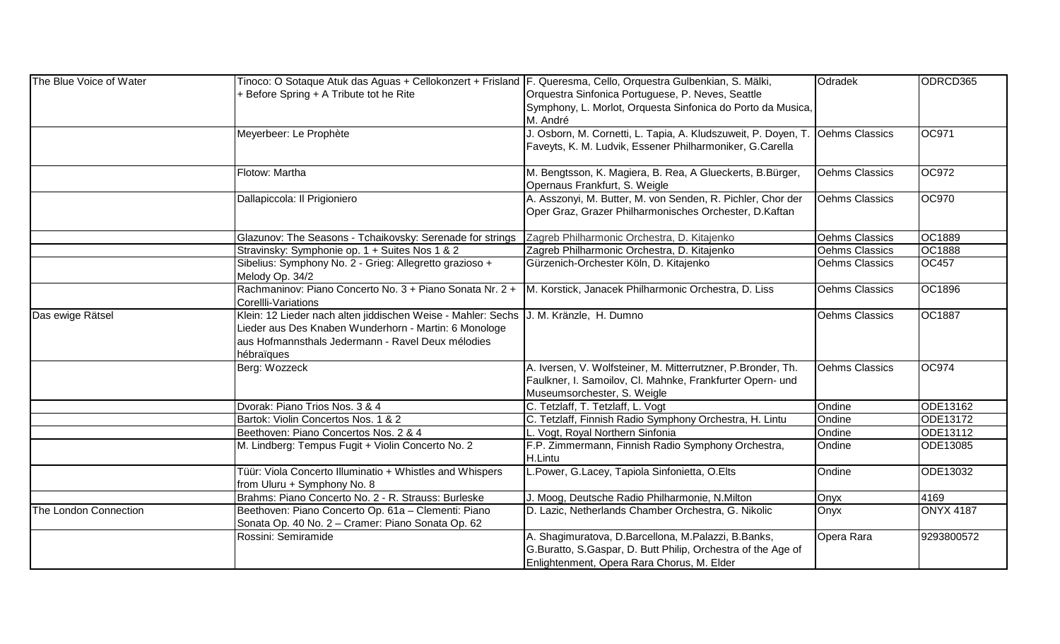| | | | | |
|---|---|---|---|---|
| The Blue Voice of Water | Tinoco: O Sotaque Atuk das Aguas + Cellokonzert + Frisland + Before Spring + A Tribute tot he Rite | F. Queresma, Cello, Orquestra Gulbenkian, S. Mälki, Orquestra Sinfonica Portuguese, P. Neves, Seattle Symphony, L. Morlot, Orquesta Sinfonica do Porto da Musica, M. André | Odradek | ODRCD365 |
| | Meyerbeer: Le Prophète | J. Osborn, M. Cornetti, L. Tapia, A. Kludszuweit, P. Doyen, T. Faveyts, K. M. Ludvik, Essener Philharmoniker, G.Carella | Oehms Classics | OC971 |
| | Flotow: Martha | M. Bengtsson, K. Magiera, B. Rea, A Glueckerts, B.Bürger, Opernaus Frankfurt, S. Weigle | Oehms Classics | OC972 |
| | Dallapiccola: Il Prigioniero | A. Asszonyi, M. Butter, M. von Senden, R. Pichler, Chor der Oper Graz, Grazer Philharmonisches Orchester, D.Kaftan | Oehms Classics | OC970 |
| | Glazunov: The Seasons - Tchaikovsky: Serenade for strings | Zagreb Philharmonic Orchestra, D. Kitajenko | Oehms Classics | OC1889 |
| | Stravinsky: Symphonie op. 1 + Suites Nos 1 & 2 | Zagreb Philharmonic Orchestra, D. Kitajenko | Oehms Classics | OC1888 |
| | Sibelius: Symphony No. 2 - Grieg: Allegretto grazioso + Melody Op. 34/2 | Gürzenich-Orchester Köln, D. Kitajenko | Oehms Classics | OC457 |
| | Rachmaninov: Piano Concerto No. 3 + Piano Sonata Nr. 2 + Corellli-Variations | M. Korstick, Janacek Philharmonic Orchestra, D. Liss | Oehms Classics | OC1896 |
| Das ewige Rätsel | Klein: 12 Lieder nach alten jiddischen Weise - Mahler: Sechs Lieder aus Des Knaben Wunderhorn - Martin: 6 Monologe aus Hofmannsthals Jedermann - Ravel Deux mélodies hébraïques | J. M. Kränzle, H. Dumno | Oehms Classics | OC1887 |
| | Berg: Wozzeck | A. Iversen, V. Wolfsteiner, M. Mitterrutzner, P.Bronder, Th. Faulkner, I. Samoilov, Cl. Mahnke, Frankfurter Opern- und Museumsorchester, S. Weigle | Oehms Classics | OC974 |
| | Dvorak: Piano Trios Nos. 3 & 4 | C. Tetzlaff, T. Tetzlaff, L. Vogt | Ondine | ODE13162 |
| | Bartok: Violin Concertos Nos. 1 & 2 | C. Tetzlaff, Finnish Radio Symphony Orchestra, H. Lintu | Ondine | ODE13172 |
| | Beethoven: Piano Concertos Nos. 2 & 4 | L. Vogt, Royal Northern Sinfonia | Ondine | ODE13112 |
| | M. Lindberg: Tempus Fugit + Violin Concerto No. 2 | F.P. Zimmermann, Finnish Radio Symphony Orchestra, H.Lintu | Ondine | ODE13085 |
| | Tüür: Viola Concerto Illuminatio + Whistles and Whispers from Uluru + Symphony No. 8 | L.Power, G.Lacey, Tapiola Sinfonietta, O.Elts | Ondine | ODE13032 |
| | Brahms: Piano Concerto No. 2 - R. Strauss: Burleske | J. Moog, Deutsche Radio Philharmonie, N.Milton | Onyx | 4169 |
| The London Connection | Beethoven: Piano Concerto Op. 61a – Clementi: Piano Sonata Op. 40 No. 2 – Cramer: Piano Sonata Op. 62 | D. Lazic, Netherlands Chamber Orchestra, G. Nikolic | Onyx | ONYX 4187 |
| | Rossini: Semiramide | A. Shagimuratova, D.Barcellona, M.Palazzi, B.Banks, G.Buratto, S.Gaspar, D. Butt Philip, Orchestra of the Age of Enlightenment, Opera Rara Chorus, M. Elder | Opera Rara | 9293800572 |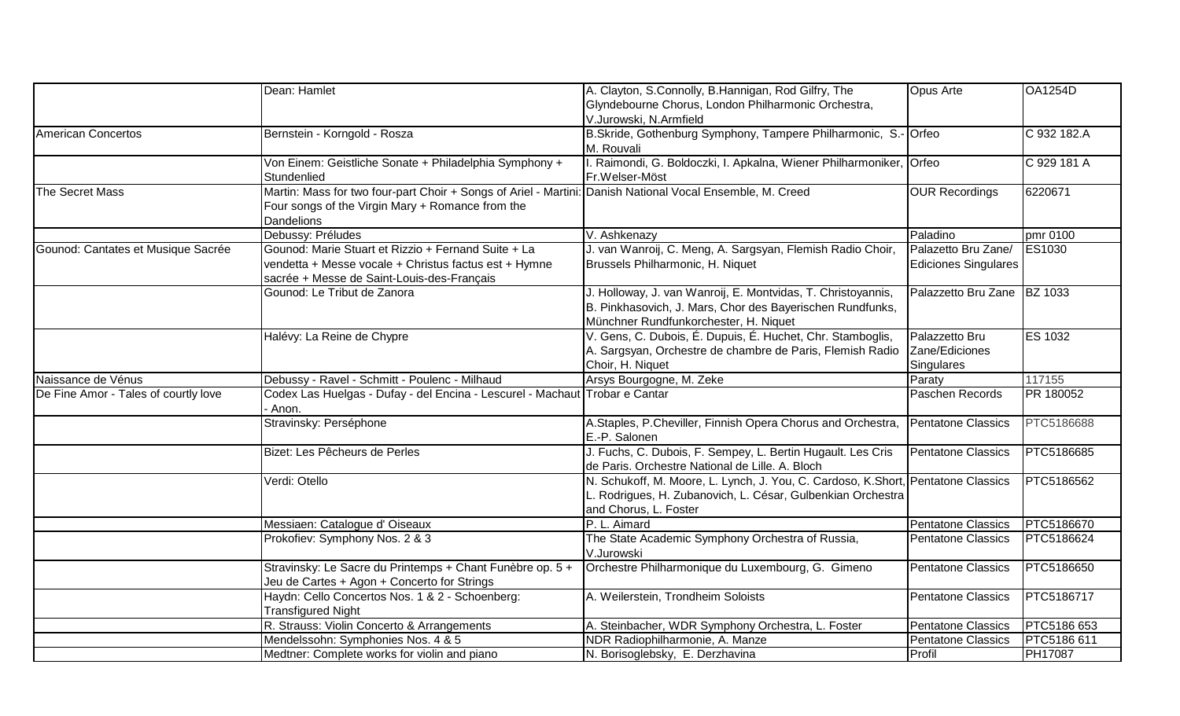| | | | | |
|---|---|---|---|---|
| | Dean: Hamlet | A. Clayton, S.Connolly, B.Hannigan, Rod Gilfry, The Glyndebourne Chorus, London Philharmonic Orchestra, V.Jurowski, N.Armfield | Opus Arte | OA1254D |
| American Concertos | Bernstein - Korngold - Rosza | B.Skride, Gothenburg Symphony, Tampere Philharmonic, S.-M. Rouvali | Orfeo | C 932 182.A |
| | Von Einem: Geistliche Sonate + Philadelphia Symphony + Stundenlied | I. Raimondi, G. Boldoczki, I. Apkalna, Wiener Philharmoniker, Fr.Welser-Möst | Orfeo | C 929 181 A |
| The Secret Mass | Martin: Mass for two four-part Choir + Songs of Ariel - Martini: Four songs of the Virgin Mary + Romance from the Dandelions | Danish National Vocal Ensemble, M. Creed | OUR Recordings | 6220671 |
| | Debussy: Préludes | V. Ashkenazy | Paladino | pmr 0100 |
| Gounod: Cantates et Musique Sacrée | Gounod: Marie Stuart et Rizzio + Fernand Suite + La vendetta + Messe vocale + Christus factus est + Hymne sacrée + Messe de Saint-Louis-des-Français | J. van Wanroij, C. Meng, A. Sargsyan, Flemish Radio Choir, Brussels Philharmonic, H. Niquet | Palazetto Bru Zane/ Ediciones Singulares | ES1030 |
| | Gounod: Le Tribut de Zanora | J. Holloway, J. van Wanroij, E. Montvidas, T. Christoyannis, B. Pinkhasovich, J. Mars, Chor des Bayerischen Rundfunks, Münchner Rundfunkorchester, H. Niquet | Palazzetto Bru Zane | BZ 1033 |
| | Halévy: La Reine de Chypre | V. Gens, C. Dubois, É. Dupuis, É. Huchet, Chr. Stamboglis, A. Sargsyan, Orchestre de chambre de Paris, Flemish Radio Choir, H. Niquet | Palazzetto Bru Zane/Ediciones Singulares | ES 1032 |
| Naissance de Vénus | Debussy - Ravel - Schmitt - Poulenc - Milhaud | Arsys Bourgogne, M. Zeke | Paraty | 117155 |
| De Fine Amor - Tales of courtly love | Codex Las Huelgas - Dufay - del Encina - Lescurel - Machaut - Anon. | Trobar e Cantar | Paschen Records | PR 180052 |
| | Stravinsky: Perséphone | A.Staples, P.Cheviller, Finnish Opera Chorus and Orchestra, E.-P. Salonen | Pentatone Classics | PTC5186688 |
| | Bizet: Les Pêcheurs de Perles | J. Fuchs, C. Dubois, F. Sempey, L. Bertin Hugault. Les Cris de Paris. Orchestre National de Lille. A. Bloch | Pentatone Classics | PTC5186685 |
| | Verdi: Otello | N. Schukoff, M. Moore, L. Lynch, J. You, C. Cardoso, K.Short, L. Rodrigues, H. Zubanovich, L. César, Gulbenkian Orchestra and Chorus, L. Foster | Pentatone Classics | PTC5186562 |
| | Messiaen: Catalogue d' Oiseaux | P. L. Aimard | Pentatone Classics | PTC5186670 |
| | Prokofiev: Symphony Nos. 2 & 3 | The State Academic Symphony Orchestra of Russia, V.Jurowski | Pentatone Classics | PTC5186624 |
| | Stravinsky: Le Sacre du Printemps + Chant Funèbre op. 5 + Jeu de Cartes + Agon + Concerto for Strings | Orchestre Philharmonique du Luxembourg, G. Gimeno | Pentatone Classics | PTC5186650 |
| | Haydn: Cello Concertos Nos. 1 & 2 - Schoenberg: Transfigured Night | A. Weilerstein, Trondheim Soloists | Pentatone Classics | PTC5186717 |
| | R. Strauss: Violin Concerto & Arrangements | A. Steinbacher, WDR Symphony Orchestra, L. Foster | Pentatone Classics | PTC5186 653 |
| | Mendelssohn: Symphonies Nos. 4 & 5 | NDR Radiophilharmonie, A. Manze | Pentatone Classics | PTC5186 611 |
| | Medtner: Complete works for violin and piano | N. Borisoglebsky, E. Derzhavina | Profil | PH17087 |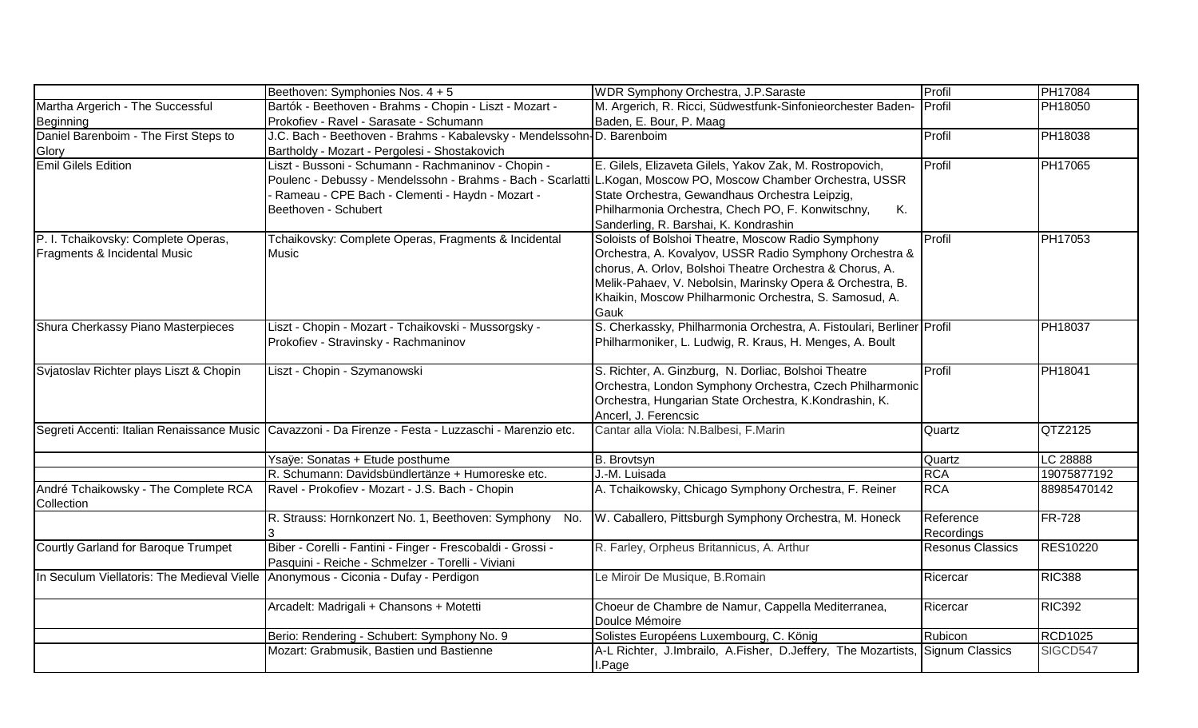| | | | | |
|---|---|---|---|---|
| | Beethoven: Symphonies Nos. 4 + 5 | WDR Symphony Orchestra, J.P.Saraste | Profil | PH17084 |
| Martha Argerich - The Successful Beginning | Bartók - Beethoven - Brahms - Chopin - Liszt - Mozart - Prokofiev - Ravel - Sarasate - Schumann | M. Argerich, R. Ricci, Südwestfunk-Sinfonieorchester Baden-Baden, E. Bour, P. Maag | Profil | PH18050 |
| Daniel Barenboim - The First Steps to Glory | J.C. Bach - Beethoven - Brahms - Kabalevsky - Mendelssohn-Bartholdy - Mozart - Pergolesi - Shostakovich | D. Barenboim | Profil | PH18038 |
| Emil Gilels Edition | Liszt - Bussoni - Schumann - Rachmaninov - Chopin - Poulenc - Debussy - Mendelssohn - Brahms - Bach - Scarlatti - Rameau - CPE Bach - Clementi - Haydn - Mozart - Beethoven - Schubert | E. Gilels, Elizaveta Gilels, Yakov Zak, M. Rostropovich, L.Kogan, Moscow PO, Moscow Chamber Orchestra, USSR State Orchestra, Gewandhaus Orchestra Leipzig, Philharmonia Orchestra, Chech PO, F. Konwitschny, K. Sanderling, R. Barshai, K. Kondrashin | Profil | PH17065 |
| P. I. Tchaikovsky: Complete Operas, Fragments & Incidental Music | Tchaikovsky: Complete Operas, Fragments & Incidental Music | Soloists of Bolshoi Theatre, Moscow Radio Symphony Orchestra, A. Kovalyov, USSR Radio Symphony Orchestra & chorus, A. Orlov, Bolshoi Theatre Orchestra & Chorus, A. Melik-Pahaev, V. Nebolsin, Marinsky Opera & Orchestra, B. Khaikin, Moscow Philharmonic Orchestra, S. Samosud, A. Gauk | Profil | PH17053 |
| Shura Cherkassy Piano Masterpieces | Liszt - Chopin - Mozart - Tchaikovski - Mussorgsky - Prokofiev - Stravinsky - Rachmaninov | S. Cherkassky, Philharmonia Orchestra, A. Fistoulari, Berliner Philharmoniker, L. Ludwig, R. Kraus, H. Menges, A. Boult | Profil | PH18037 |
| Svjatoslav Richter plays Liszt & Chopin | Liszt - Chopin - Szymanowski | S. Richter, A. Ginzburg, N. Dorliac, Bolshoi Theatre Orchestra, London Symphony Orchestra, Czech Philharmonic Orchestra, Hungarian State Orchestra, K.Kondrashin, K. Ancerl, J. Ferencsic | Profil | PH18041 |
| Segreti Accenti: Italian Renaissance Music | Cavazzoni - Da Firenze - Festa - Luzzaschi - Marenzio etc. | Cantar alla Viola: N.Balbesi, F.Marin | Quartz | QTZ2125 |
| | Ysaÿe: Sonatas + Etude posthume | B. Brovtsyn | Quartz | LC 28888 |
| | R. Schumann: Davidsbündlertänze + Humoreske etc. | J.-M. Luisada | RCA | 19075877192 |
| André Tchaikowsky - The Complete RCA Collection | Ravel - Prokofiev - Mozart - J.S. Bach - Chopin | A. Tchaikowsky, Chicago Symphony Orchestra, F. Reiner | RCA | 88985470142 |
| | R. Strauss: Hornkonzert No. 1, Beethoven: Symphony No. 3 | W. Caballero, Pittsburgh Symphony Orchestra, M. Honeck | Reference Recordings | FR-728 |
| Courtly Garland for Baroque Trumpet | Biber - Corelli - Fantini - Finger - Frescobaldi - Grossi - Pasquini - Reiche - Schmelzer - Torelli - Viviani | R. Farley, Orpheus Britannicus, A. Arthur | Resonus Classics | RES10220 |
| In Seculum Viellatoris: The Medieval Vielle | Anonymous - Ciconia - Dufay - Perdigon | Le Miroir De Musique, B.Romain | Ricercar | RIC388 |
| | Arcadelt: Madrigali + Chansons + Motetti | Choeur de Chambre de Namur, Cappella Mediterranea, Doulce Mémoire | Ricercar | RIC392 |
| | Berio: Rendering - Schubert: Symphony No. 9 | Solistes Européens Luxembourg, C. König | Rubicon | RCD1025 |
| | Mozart: Grabmusik, Bastien und Bastienne | A-L Richter, J.Imbrailo, A.Fisher, D.Jeffery, The Mozartists, I.Page | Signum Classics | SIGCD547 |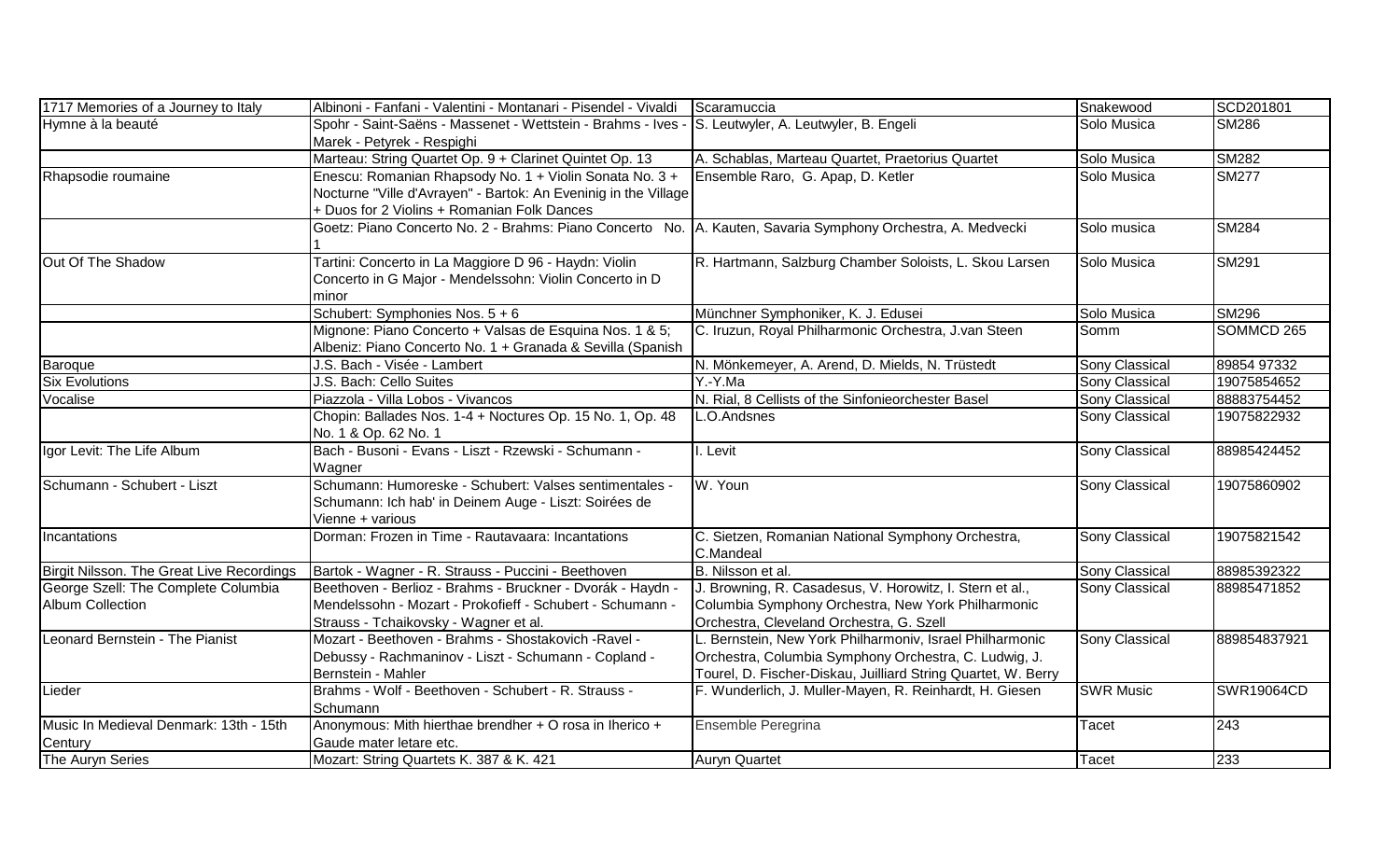| | | | | |
|---|---|---|---|---|
| 1717 Memories of a Journey to Italy | Albinoni - Fanfani - Valentini - Montanari - Pisendel - Vivaldi | Scaramuccia | Snakewood | SCD201801 |
| Hymne à la beauté | Spohr - Saint-Saëns - Massenet - Wettstein - Brahms - Ives - Marek - Petyrek - Respighi | S. Leutwyler, A. Leutwyler, B. Engeli | Solo Musica | SM286 |
| | Marteau: String Quartet Op. 9 + Clarinet Quintet Op. 13 | A. Schablas, Marteau Quartet, Praetorius Quartet | Solo Musica | SM282 |
| Rhapsodie roumaine | Enescu: Romanian Rhapsody No. 1 + Violin Sonata No. 3 + Nocturne "Ville d'Avrayen" - Bartok: An Eveninig in the Village + Duos for 2 Violins + Romanian Folk Dances | Ensemble Raro, G. Apap, D. Ketler | Solo Musica | SM277 |
| | Goetz: Piano Concerto No. 2 - Brahms: Piano Concerto No. 1 | A. Kauten, Savaria Symphony Orchestra, A. Medvecki | Solo musica | SM284 |
| Out Of The Shadow | Tartini: Concerto in La Maggiore D 96 - Haydn: Violin Concerto in G Major - Mendelssohn: Violin Concerto in D minor | R. Hartmann, Salzburg Chamber Soloists, L. Skou Larsen | Solo Musica | SM291 |
| | Schubert: Symphonies Nos. 5 + 6 | Münchner Symphoniker, K. J. Edusei | Solo Musica | SM296 |
| | Mignone: Piano Concerto + Valsas de Esquina Nos. 1 & 5; Albeniz: Piano Concerto No. 1 + Granada & Sevilla (Spanish | C. Iruzun, Royal Philharmonic Orchestra, J.van Steen | Somm | SOMMCD 265 |
| Baroque | J.S. Bach - Visée - Lambert | N. Mönkemeyer, A. Arend, D. Mields, N. Trüstedt | Sony Classical | 89854 97332 |
| Six Evolutions | J.S. Bach: Cello Suites | Y.-Y.Ma | Sony Classical | 19075854652 |
| Vocalise | Piazzola - Villa Lobos - Vivancos | N. Rial, 8 Cellists of the Sinfonieorchester Basel | Sony Classical | 88883754452 |
| | Chopin: Ballades Nos. 1-4 + Noctures Op. 15 No. 1, Op. 48 No. 1 & Op. 62 No. 1 | L.O.Andsnes | Sony Classical | 19075822932 |
| Igor Levit: The Life Album | Bach - Busoni - Evans - Liszt - Rzewski - Schumann - Wagner | I. Levit | Sony Classical | 88985424452 |
| Schumann - Schubert - Liszt | Schumann: Humoreske - Schubert: Valses sentimentales - Schumann: Ich hab' in Deinem Auge - Liszt: Soirées de Vienne + various | W. Youn | Sony Classical | 19075860902 |
| Incantations | Dorman: Frozen in Time - Rautavaara: Incantations | C. Sietzen, Romanian National Symphony Orchestra, C.Mandeal | Sony Classical | 19075821542 |
| Birgit Nilsson. The Great Live Recordings | Bartok - Wagner - R. Strauss - Puccini - Beethoven | B. Nilsson et al. | Sony Classical | 88985392322 |
| George Szell: The Complete Columbia Album Collection | Beethoven - Berlioz - Brahms - Bruckner - Dvorák - Haydn - Mendelssohn - Mozart - Prokofieff - Schubert - Schumann - Strauss - Tchaikovsky - Wagner et al. | J. Browning, R. Casadesus, V. Horowitz, I. Stern et al., Columbia Symphony Orchestra, New York Philharmonic Orchestra, Cleveland Orchestra, G. Szell | Sony Classical | 88985471852 |
| Leonard Bernstein - The Pianist | Mozart - Beethoven - Brahms - Shostakovich -Ravel - Debussy - Rachmaninov - Liszt - Schumann - Copland - Bernstein - Mahler | L. Bernstein, New York Philharmoniv, Israel Philharmonic Orchestra, Columbia Symphony Orchestra, C. Ludwig, J. Tourel, D. Fischer-Diskau, Juilliard String Quartet, W. Berry | Sony Classical | 889854837921 |
| Lieder | Brahms - Wolf - Beethoven - Schubert - R. Strauss - Schumann | F. Wunderlich, J. Muller-Mayen, R. Reinhardt, H. Giesen | SWR Music | SWR19064CD |
| Music In Medieval Denmark: 13th - 15th Century | Anonymous: Mith hierthae brendher + O rosa in Iherico + Gaude mater letare etc. | Ensemble Peregrina | Tacet | 243 |
| The Auryn Series | Mozart: String Quartets K. 387 & K. 421 | Auryn Quartet | Tacet | 233 |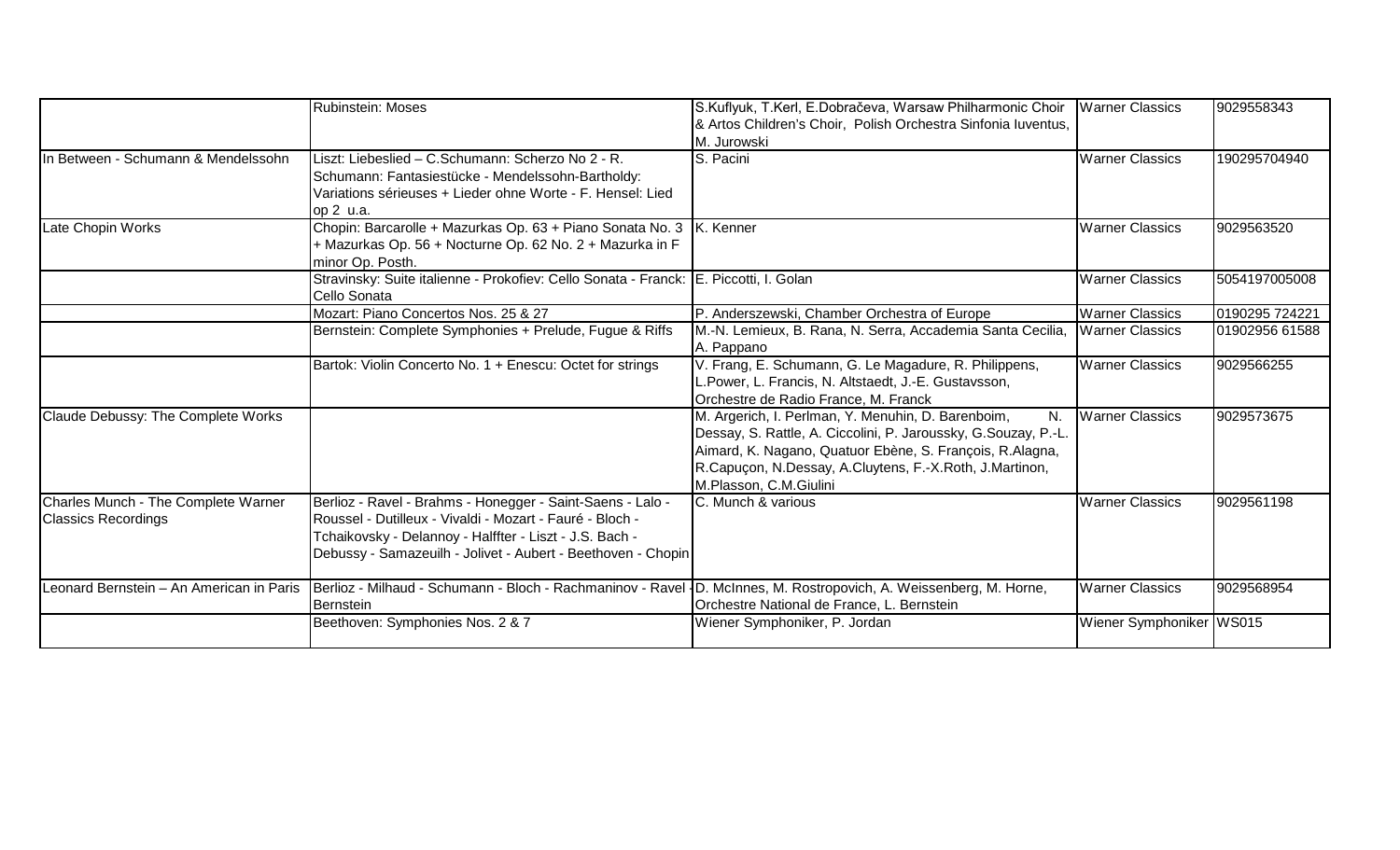| | | | | |
|---|---|---|---|---|
| | Rubinstein: Moses | S.Kuflyuk, T.Kerl, E.Dobračeva, Warsaw Philharmonic Choir & Artos Children's Choir, Polish Orchestra Sinfonia Iuventus, M. Jurowski | Warner Classics | 9029558343 |
| In Between - Schumann & Mendelssohn | Liszt: Liebeslied – C.Schumann: Scherzo No 2 - R. Schumann: Fantasiestücke - Mendelssohn-Bartholdy: Variations sérieuses + Lieder ohne Worte - F. Hensel: Lied op 2 u.a. | S. Pacini | Warner Classics | 190295704940 |
| Late Chopin Works | Chopin: Barcarolle + Mazurkas Op. 63 + Piano Sonata No. 3 + Mazurkas Op. 56 + Nocturne Op. 62 No. 2 + Mazurka in F minor Op. Posth. | K. Kenner | Warner Classics | 9029563520 |
| | Stravinsky: Suite italienne - Prokofiev: Cello Sonata - Franck: Cello Sonata | E. Piccotti, I. Golan | Warner Classics | 5054197005008 |
| | Mozart: Piano Concertos Nos. 25 & 27 | P. Anderszewski, Chamber Orchestra of Europe | Warner Classics | 0190295 724221 |
| | Bernstein: Complete Symphonies + Prelude, Fugue & Riffs | M.-N. Lemieux, B. Rana, N. Serra, Accademia Santa Cecilia, A. Pappano | Warner Classics | 01902956 61588 |
| | Bartok: Violin Concerto No. 1 + Enescu: Octet for strings | V. Frang, E. Schumann, G. Le Magadure, R. Philippens, L.Power, L. Francis, N. Altstaedt, J.-E. Gustavsson, Orchestre de Radio France, M. Franck | Warner Classics | 9029566255 |
| Claude Debussy: The Complete Works | | M. Argerich, I. Perlman, Y. Menuhin, D. Barenboim, N. Dessay, S. Rattle, A. Ciccolini, P. Jaroussky, G.Souzay, P.-L. Aimard, K. Nagano, Quatuor Ebène, S. François, R.Alagna, R.Capuçon, N.Dessay, A.Cluytens, F.-X.Roth, J.Martinon, M.Plasson, C.M.Giulini | Warner Classics | 9029573675 |
| Charles Munch - The Complete Warner Classics Recordings | Berlioz - Ravel - Brahms - Honegger - Saint-Saens - Lalo - Roussel - Dutilleux - Vivaldi - Mozart - Fauré - Bloch - Tchaikovsky - Delannoy - Halffter - Liszt - J.S. Bach - Debussy - Samazeuilh - Jolivet - Aubert - Beethoven - Chopin | C. Munch & various | Warner Classics | 9029561198 |
| Leonard Bernstein – An American in Paris | Berlioz - Milhaud - Schumann - Bloch - Rachmaninov - Ravel - Bernstein | D. McInnes, M. Rostropovich, A. Weissenberg, M. Horne, Orchestre National de France, L. Bernstein | Warner Classics | 9029568954 |
| | Beethoven: Symphonies Nos. 2 & 7 | Wiener Symphoniker, P. Jordan | Wiener Symphoniker | WS015 |